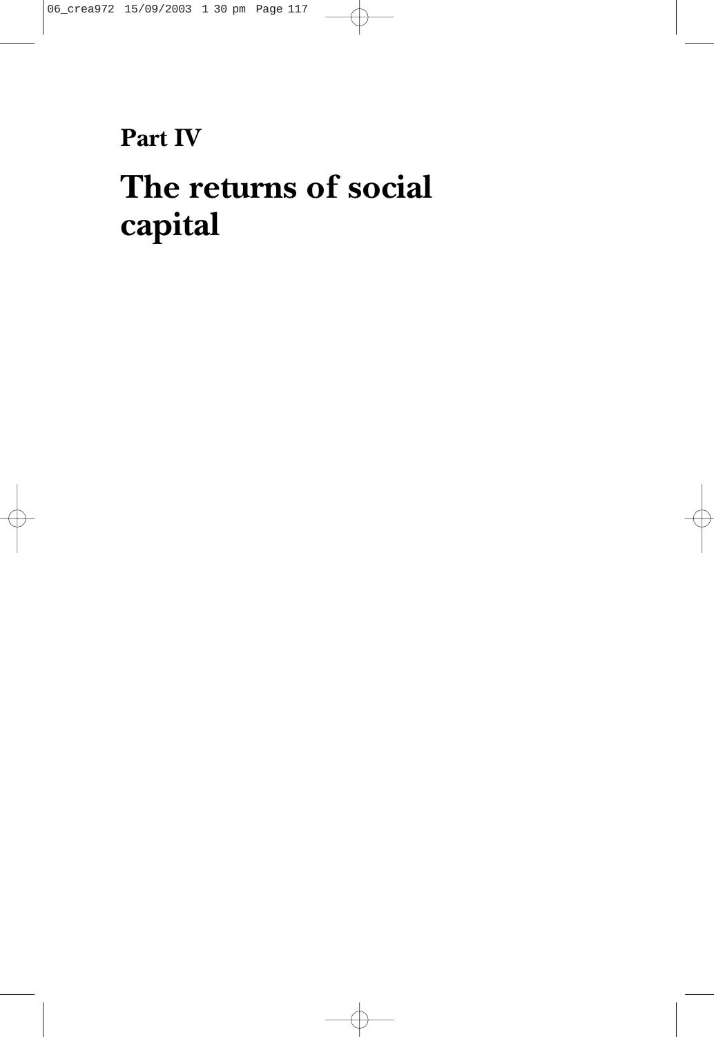# Part IV

# The returns of social capital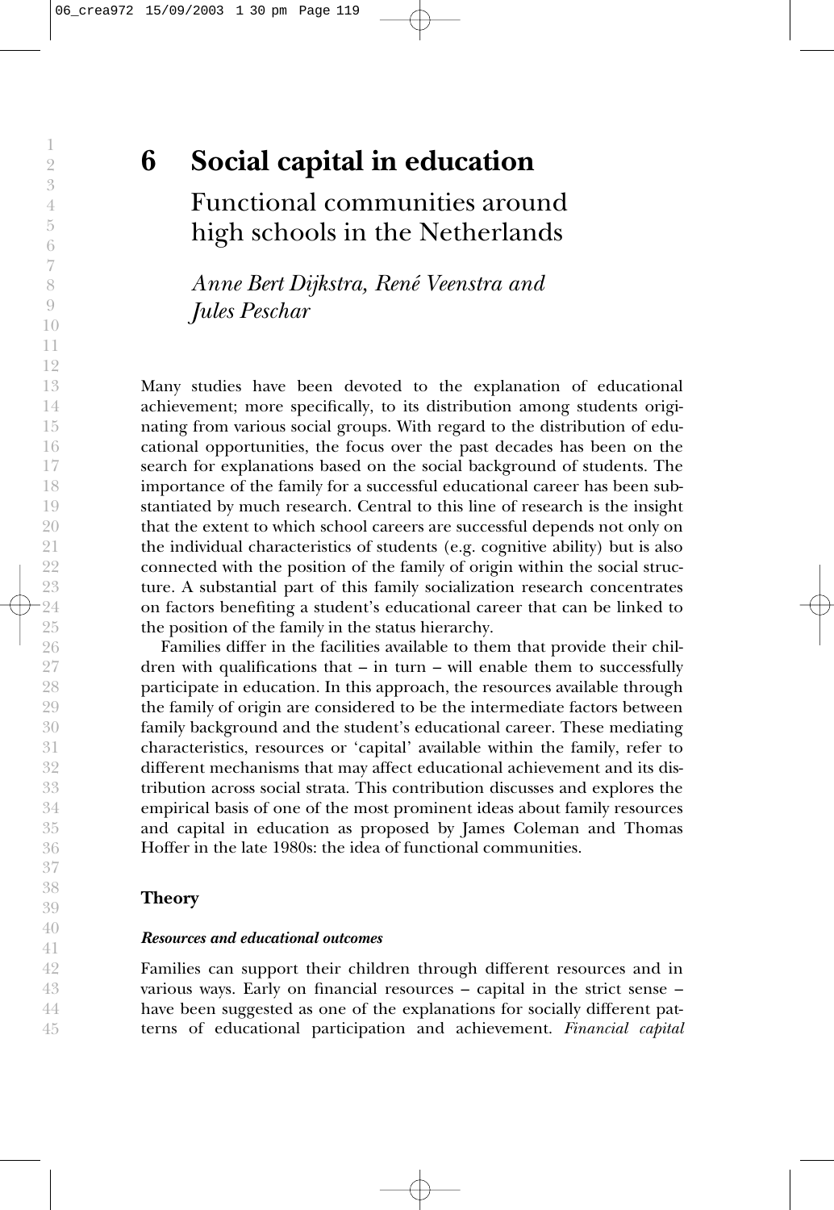# 6 Social capital in education

## Functional communities around high schools in the Netherlands

*Anne Bert Dijkstra, René Veenstra and Jules Peschar*

Many studies have been devoted to the explanation of educational achievement; more specifically, to its distribution among students originating from various social groups. With regard to the distribution of educational opportunities, the focus over the past decades has been on the search for explanations based on the social background of students. The importance of the family for a successful educational career has been substantiated by much research. Central to this line of research is the insight that the extent to which school careers are successful depends not only on the individual characteristics of students (e.g. cognitive ability) but is also connected with the position of the family of origin within the social structure. A substantial part of this family socialization research concentrates on factors benefiting a student's educational career that can be linked to the position of the family in the status hierarchy.

Families differ in the facilities available to them that provide their children with qualifications that – in turn – will enable them to successfully participate in education. In this approach, the resources available through the family of origin are considered to be the intermediate factors between family background and the student's educational career. These mediating characteristics, resources or 'capital' available within the family, refer to different mechanisms that may affect educational achievement and its distribution across social strata. This contribution discusses and explores the empirical basis of one of the most prominent ideas about family resources and capital in education as proposed by James Coleman and Thomas Hoffer in the late 1980s: the idea of functional communities.

## Theory

### *Resources and educational outcomes*

Families can support their children through different resources and in various ways. Early on financial resources – capital in the strict sense – have been suggested as one of the explanations for socially different patterns of educational participation and achievement. *Financial capital*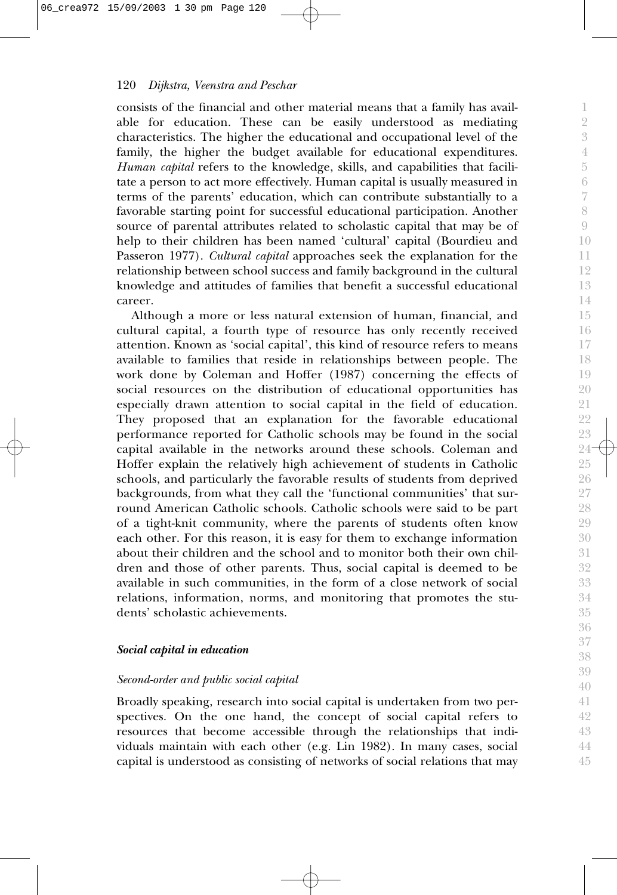consists of the financial and other material means that a family has available for education. These can be easily understood as mediating characteristics. The higher the educational and occupational level of the family, the higher the budget available for educational expenditures. *Human capital* refers to the knowledge, skills, and capabilities that facilitate a person to act more effectively. Human capital is usually measured in terms of the parents' education, which can contribute substantially to a favorable starting point for successful educational participation. Another source of parental attributes related to scholastic capital that may be of help to their children has been named 'cultural' capital (Bourdieu and Passeron 1977). *Cultural capital* approaches seek the explanation for the relationship between school success and family background in the cultural knowledge and attitudes of families that benefit a successful educational career.

Although a more or less natural extension of human, financial, and cultural capital, a fourth type of resource has only recently received attention. Known as 'social capital', this kind of resource refers to means available to families that reside in relationships between people. The work done by Coleman and Hoffer (1987) concerning the effects of social resources on the distribution of educational opportunities has especially drawn attention to social capital in the field of education. They proposed that an explanation for the favorable educational performance reported for Catholic schools may be found in the social capital available in the networks around these schools. Coleman and Hoffer explain the relatively high achievement of students in Catholic schools, and particularly the favorable results of students from deprived backgrounds, from what they call the 'functional communities' that surround American Catholic schools. Catholic schools were said to be part of a tight-knit community, where the parents of students often know each other. For this reason, it is easy for them to exchange information about their children and the school and to monitor both their own children and those of other parents. Thus, social capital is deemed to be available in such communities, in the form of a close network of social relations, information, norms, and monitoring that promotes the students' scholastic achievements.

### *Social capital in education*

#### *Second-order and public social capital*

Broadly speaking, research into social capital is undertaken from two perspectives. On the one hand, the concept of social capital refers to resources that become accessible through the relationships that individuals maintain with each other (e.g. Lin 1982). In many cases, social capital is understood as consisting of networks of social relations that may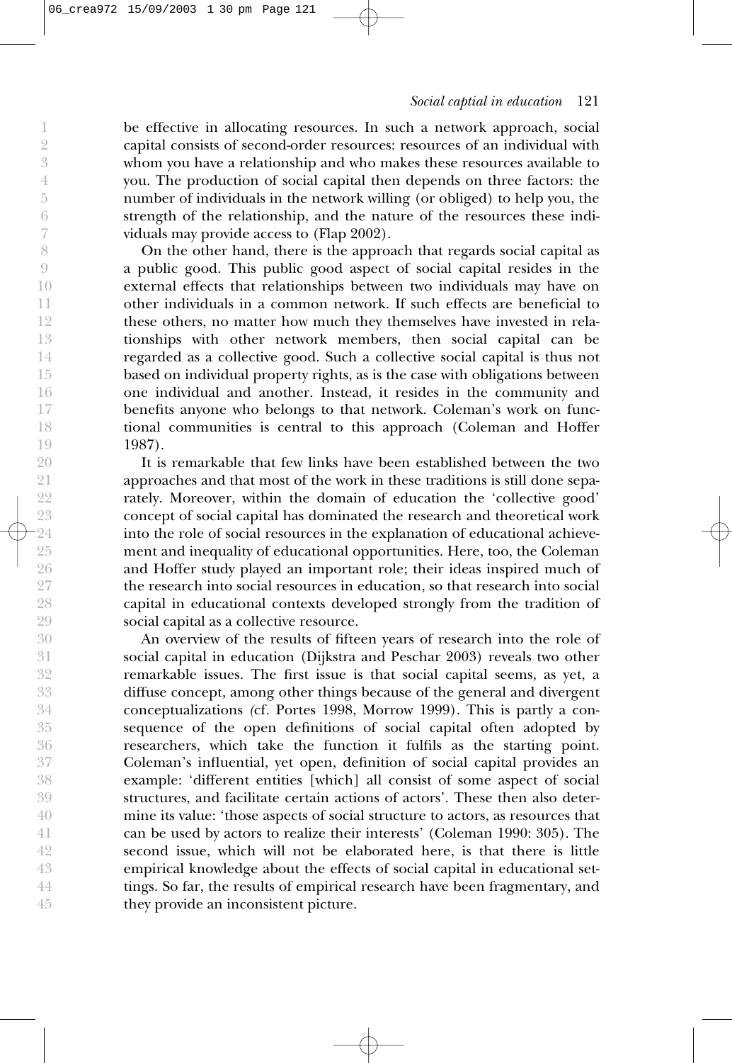be effective in allocating resources. In such a network approach, social capital consists of second-order resources: resources of an individual with whom you have a relationship and who makes these resources available to you. The production of social capital then depends on three factors: the number of individuals in the network willing (or obliged) to help you, the strength of the relationship, and the nature of the resources these individuals may provide access to (Flap 2002).

On the other hand, there is the approach that regards social capital as a public good. This public good aspect of social capital resides in the external effects that relationships between two individuals may have on other individuals in a common network. If such effects are beneficial to these others, no matter how much they themselves have invested in relationships with other network members, then social capital can be regarded as a collective good. Such a collective social capital is thus not based on individual property rights, as is the case with obligations between one individual and another. Instead, it resides in the community and benefits anyone who belongs to that network. Coleman's work on functional communities is central to this approach (Coleman and Hoffer 1987).

It is remarkable that few links have been established between the two approaches and that most of the work in these traditions is still done separately. Moreover, within the domain of education the 'collective good' concept of social capital has dominated the research and theoretical work into the role of social resources in the explanation of educational achievement and inequality of educational opportunities. Here, too, the Coleman and Hoffer study played an important role; their ideas inspired much of the research into social resources in education, so that research into social capital in educational contexts developed strongly from the tradition of social capital as a collective resource.

An overview of the results of fifteen years of research into the role of social capital in education (Dijkstra and Peschar 2003) reveals two other remarkable issues. The first issue is that social capital seems, as yet, a diffuse concept, among other things because of the general and divergent conceptualizations (cf. Portes 1998, Morrow 1999). This is partly a consequence of the open definitions of social capital often adopted by researchers, which take the function it fulfils as the starting point. Coleman's influential, yet open, definition of social capital provides an example: 'different entities [which] all consist of some aspect of social structures, and facilitate certain actions of actors'. These then also determine its value: 'those aspects of social structure to actors, as resources that can be used by actors to realize their interests' (Coleman 1990: 305). The second issue, which will not be elaborated here, is that there is little empirical knowledge about the effects of social capital in educational settings. So far, the results of empirical research have been fragmentary, and they provide an inconsistent picture.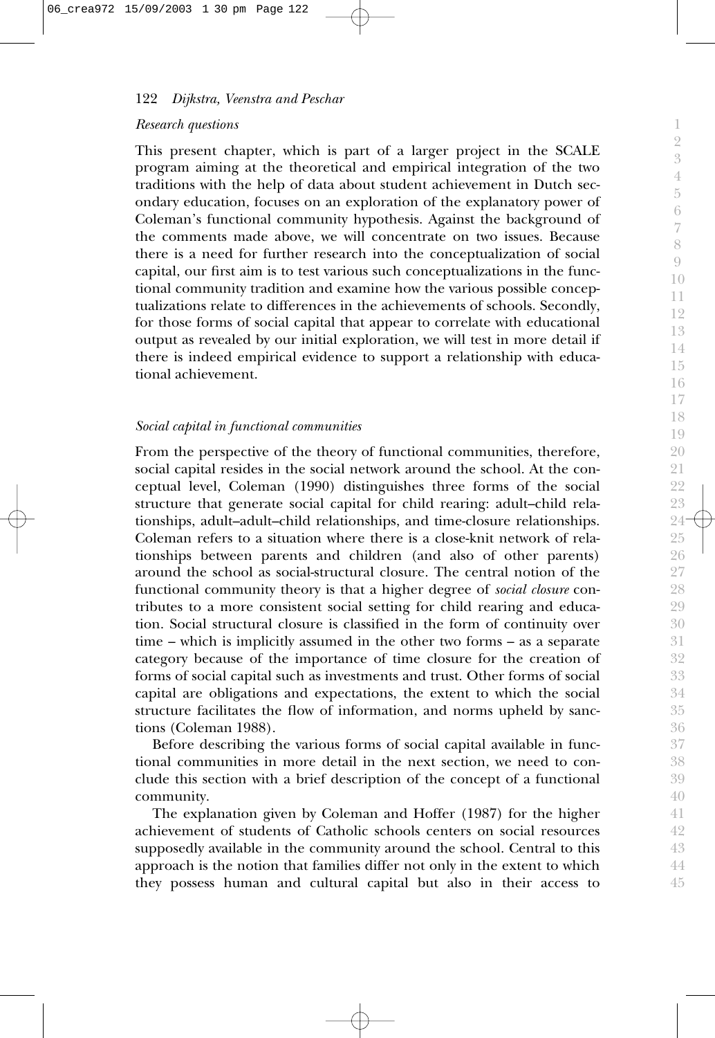*Research questions*

This present chapter, which is part of a larger project in the SCALE program aiming at the theoretical and empirical integration of the two traditions with the help of data about student achievement in Dutch secondary education, focuses on an exploration of the explanatory power of Coleman's functional community hypothesis. Against the background of the comments made above, we will concentrate on two issues. Because there is a need for further research into the conceptualization of social capital, our first aim is to test various such conceptualizations in the functional community tradition and examine how the various possible conceptualizations relate to differences in the achievements of schools. Secondly, for those forms of social capital that appear to correlate with educational output as revealed by our initial exploration, we will test in more detail if there is indeed empirical evidence to support a relationship with educational achievement.

*Social capital in functional communities*

From the perspective of the theory of functional communities, therefore, social capital resides in the social network around the school. At the conceptual level, Coleman (1990) distinguishes three forms of the social structure that generate social capital for child rearing: adult–child relationships, adult–adult–child relationships, and time-closure relationships. Coleman refers to a situation where there is a close-knit network of relationships between parents and children (and also of other parents) around the school as social-structural closure. The central notion of the functional community theory is that a higher degree of *social closure* contributes to a more consistent social setting for child rearing and education. Social structural closure is classified in the form of continuity over time – which is implicitly assumed in the other two forms – as a separate category because of the importance of time closure for the creation of forms of social capital such as investments and trust. Other forms of social capital are obligations and expectations, the extent to which the social structure facilitates the flow of information, and norms upheld by sanctions (Coleman 1988).

Before describing the various forms of social capital available in functional communities in more detail in the next section, we need to conclude this section with a brief description of the concept of a functional community.

The explanation given by Coleman and Hoffer (1987) for the higher achievement of students of Catholic schools centers on social resources supposedly available in the community around the school. Central to this approach is the notion that families differ not only in the extent to which they possess human and cultural capital but also in their access to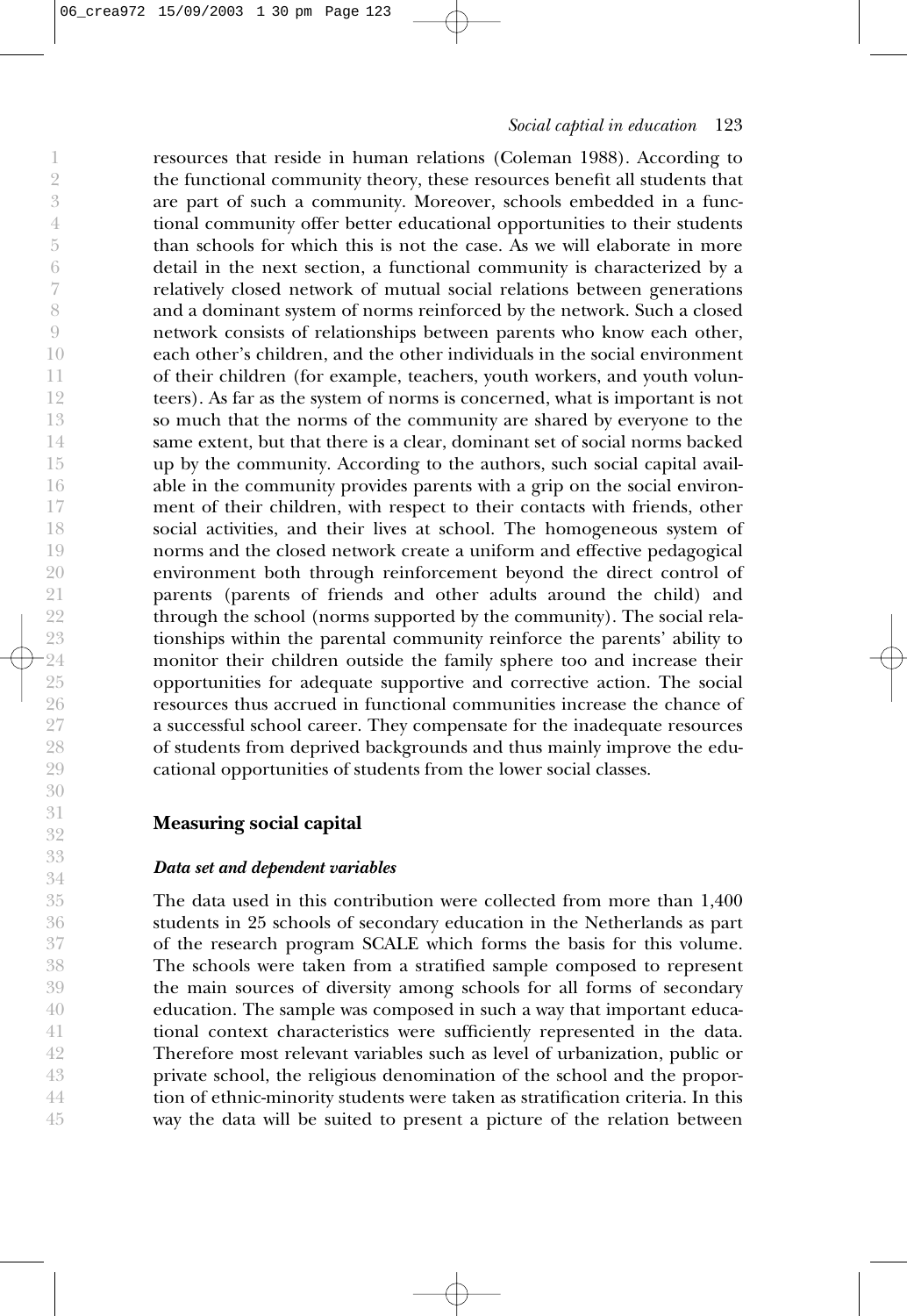resources that reside in human relations (Coleman 1988). According to the functional community theory, these resources benefit all students that are part of such a community. Moreover, schools embedded in a functional community offer better educational opportunities to their students than schools for which this is not the case. As we will elaborate in more detail in the next section, a functional community is characterized by a relatively closed network of mutual social relations between generations and a dominant system of norms reinforced by the network. Such a closed network consists of relationships between parents who know each other, each other's children, and the other individuals in the social environment of their children (for example, teachers, youth workers, and youth volunteers). As far as the system of norms is concerned, what is important is not so much that the norms of the community are shared by everyone to the same extent, but that there is a clear, dominant set of social norms backed up by the community. According to the authors, such social capital available in the community provides parents with a grip on the social environment of their children, with respect to their contacts with friends, other social activities, and their lives at school. The homogeneous system of norms and the closed network create a uniform and effective pedagogical environment both through reinforcement beyond the direct control of parents (parents of friends and other adults around the child) and through the school (norms supported by the community). The social relationships within the parental community reinforce the parents' ability to monitor their children outside the family sphere too and increase their opportunities for adequate supportive and corrective action. The social resources thus accrued in functional communities increase the chance of a successful school career. They compensate for the inadequate resources of students from deprived backgrounds and thus mainly improve the educational opportunities of students from the lower social classes.

## Measuring social capital

### *Data set and dependent variables*

The data used in this contribution were collected from more than 1,400 students in 25 schools of secondary education in the Netherlands as part of the research program SCALE which forms the basis for this volume. The schools were taken from a stratified sample composed to represent the main sources of diversity among schools for all forms of secondary education. The sample was composed in such a way that important educational context characteristics were sufficiently represented in the data. Therefore most relevant variables such as level of urbanization, public or private school, the religious denomination of the school and the proportion of ethnic-minority students were taken as stratification criteria. In this way the data will be suited to present a picture of the relation between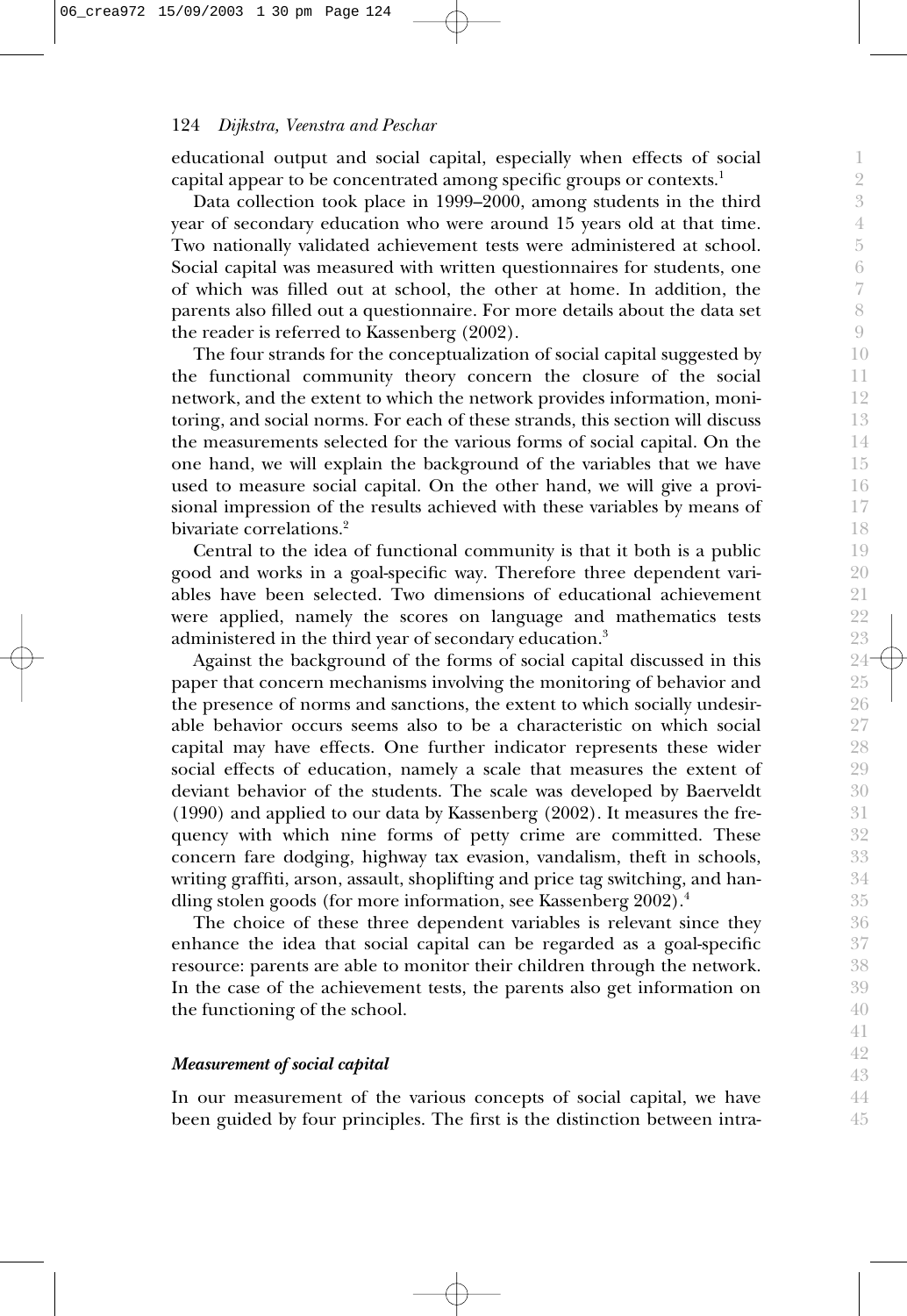educational output and social capital, especially when effects of social capital appear to be concentrated among specific groups or contexts.[1]

Data collection took place in 1999–2000, among students in the third year of secondary education who were around 15 years old at that time. Two nationally validated achievement tests were administered at school. Social capital was measured with written questionnaires for students, one of which was filled out at school, the other at home. In addition, the parents also filled out a questionnaire. For more details about the data set the reader is referred to Kassenberg (2002).

The four strands for the conceptualization of social capital suggested by the functional community theory concern the closure of the social network, and the extent to which the network provides information, monitoring, and social norms. For each of these strands, this section will discuss the measurements selected for the various forms of social capital. On the one hand, we will explain the background of the variables that we have used to measure social capital. On the other hand, we will give a provisional impression of the results achieved with these variables by means of bivariate correlations.[2]

Central to the idea of functional community is that it both is a public good and works in a goal-specific way. Therefore three dependent variables have been selected. Two dimensions of educational achievement were applied, namely the scores on language and mathematics tests administered in the third year of secondary education.[3]

Against the background of the forms of social capital discussed in this paper that concern mechanisms involving the monitoring of behavior and the presence of norms and sanctions, the extent to which socially undesirable behavior occurs seems also to be a characteristic on which social capital may have effects. One further indicator represents these wider social effects of education, namely a scale that measures the extent of deviant behavior of the students. The scale was developed by Baerveldt (1990) and applied to our data by Kassenberg (2002). It measures the frequency with which nine forms of petty crime are committed. These concern fare dodging, highway tax evasion, vandalism, theft in schools, writing graffiti, arson, assault, shoplifting and price tag switching, and handling stolen goods (for more information, see Kassenberg 2002).[4]

The choice of these three dependent variables is relevant since they enhance the idea that social capital can be regarded as a goal-specific resource: parents are able to monitor their children through the network. In the case of the achievement tests, the parents also get information on the functioning of the school.

### *Measurement of social capital*

In our measurement of the various concepts of social capital, we have been guided by four principles. The first is the distinction between intra-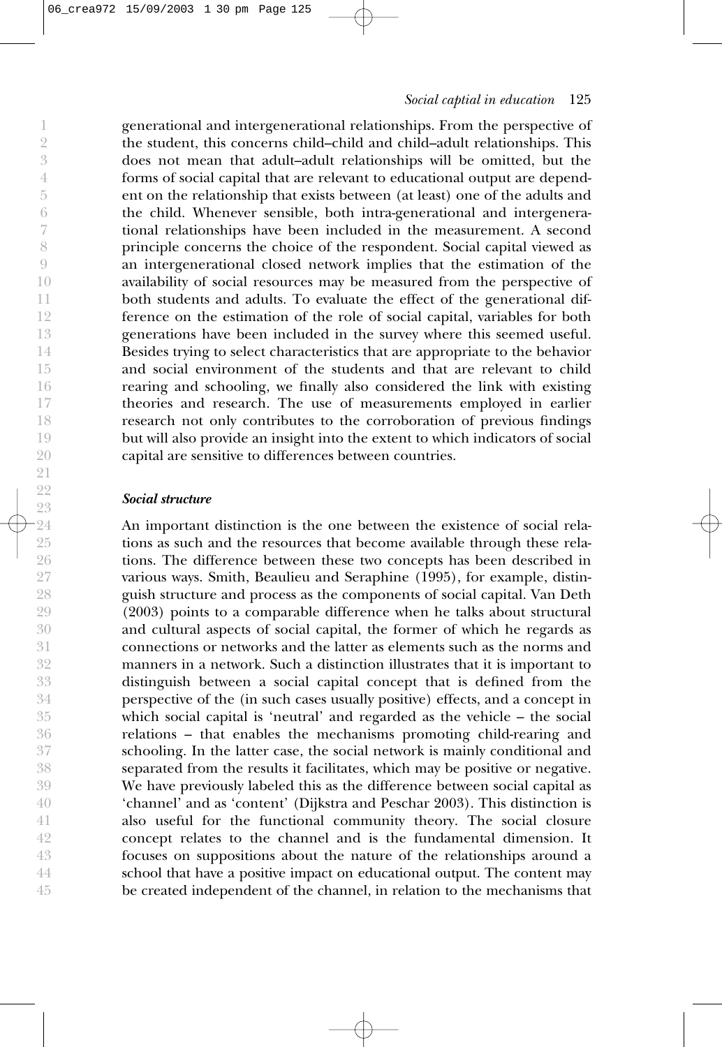generational and intergenerational relationships. From the perspective of the student, this concerns child–child and child–adult relationships. This does not mean that adult–adult relationships will be omitted, but the forms of social capital that are relevant to educational output are dependent on the relationship that exists between (at least) one of the adults and the child. Whenever sensible, both intra-generational and intergenerational relationships have been included in the measurement. A second principle concerns the choice of the respondent. Social capital viewed as an intergenerational closed network implies that the estimation of the availability of social resources may be measured from the perspective of both students and adults. To evaluate the effect of the generational difference on the estimation of the role of social capital, variables for both generations have been included in the survey where this seemed useful. Besides trying to select characteristics that are appropriate to the behavior and social environment of the students and that are relevant to child rearing and schooling, we finally also considered the link with existing theories and research. The use of measurements employed in earlier research not only contributes to the corroboration of previous findings but will also provide an insight into the extent to which indicators of social capital are sensitive to differences between countries.

### *Social structure*

An important distinction is the one between the existence of social relations as such and the resources that become available through these relations. The difference between these two concepts has been described in various ways. Smith, Beaulieu and Seraphine (1995), for example, distinguish structure and process as the components of social capital. Van Deth (2003) points to a comparable difference when he talks about structural and cultural aspects of social capital, the former of which he regards as connections or networks and the latter as elements such as the norms and manners in a network. Such a distinction illustrates that it is important to distinguish between a social capital concept that is defined from the perspective of the (in such cases usually positive) effects, and a concept in which social capital is 'neutral' and regarded as the vehicle – the social relations – that enables the mechanisms promoting child-rearing and schooling. In the latter case, the social network is mainly conditional and separated from the results it facilitates, which may be positive or negative. We have previously labeled this as the difference between social capital as 'channel' and as 'content' (Dijkstra and Peschar 2003). This distinction is also useful for the functional community theory. The social closure concept relates to the channel and is the fundamental dimension. It focuses on suppositions about the nature of the relationships around a school that have a positive impact on educational output. The content may be created independent of the channel, in relation to the mechanisms that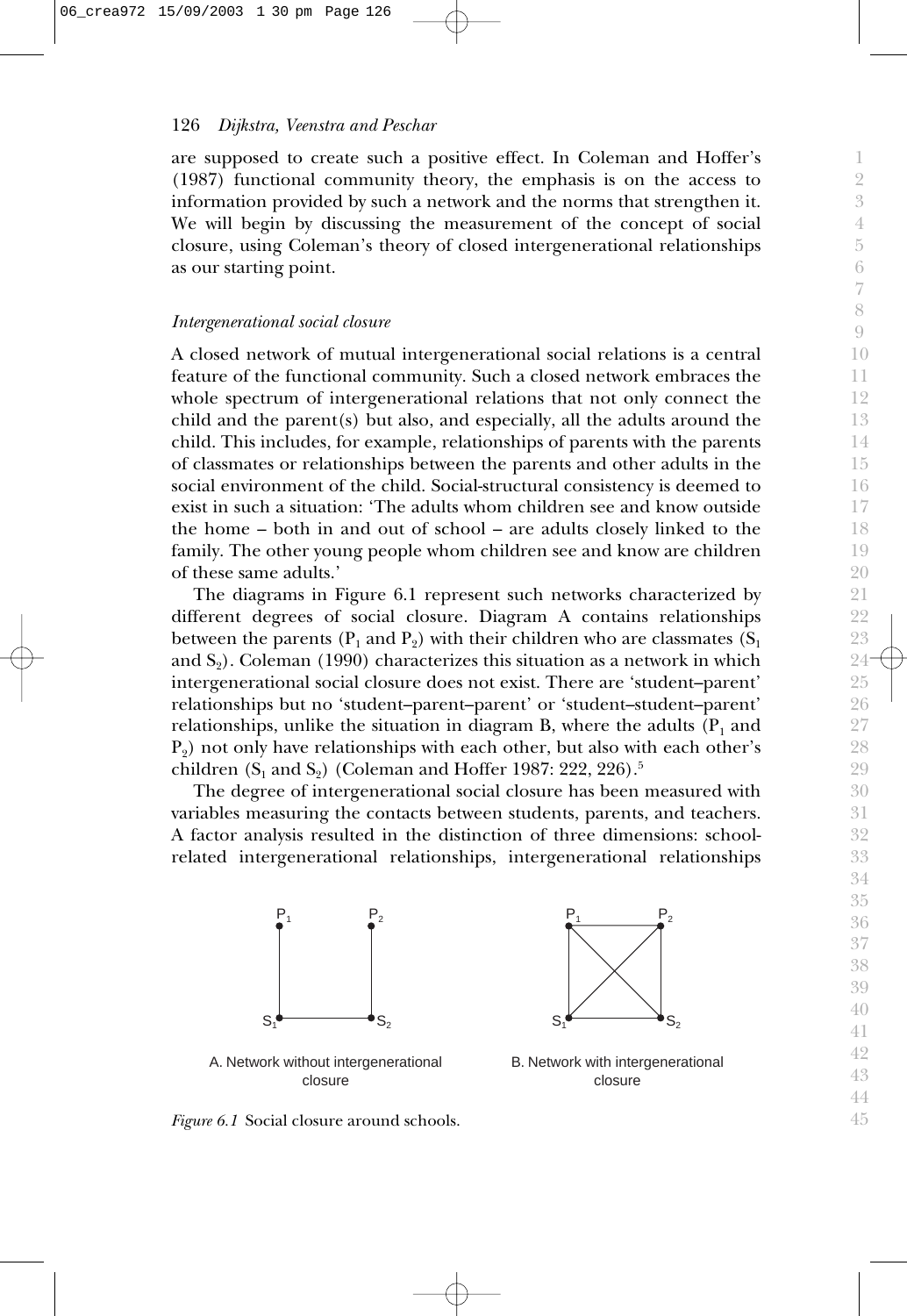are supposed to create such a positive effect. In Coleman and Hoffer's (1987) functional community theory, the emphasis is on the access to information provided by such a network and the norms that strengthen it. We will begin by discussing the measurement of the concept of social closure, using Coleman's theory of closed intergenerational relationships as our starting point.

### *Intergenerational social closure*

A closed network of mutual intergenerational social relations is a central feature of the functional community. Such a closed network embraces the whole spectrum of intergenerational relations that not only connect the child and the parent(s) but also, and especially, all the adults around the child. This includes, for example, relationships of parents with the parents of classmates or relationships between the parents and other adults in the social environment of the child. Social-structural consistency is deemed to exist in such a situation: 'The adults whom children see and know outside the home – both in and out of school – are adults closely linked to the family. The other young people whom children see and know are children of these same adults.'

The diagrams in Figure 6.1 represent such networks characterized by different degrees of social closure. Diagram A contains relationships between the parents ($P_1$ and $P_2$) with their children who are classmates ($S_1$ and $S_2$). Coleman (1990) characterizes this situation as a network in which intergenerational social closure does not exist. There are 'student–parent' relationships but no 'student–parent–parent' or 'student–student–parent' relationships, unlike the situation in diagram B, where the adults ($P_1$ and $P_2$) not only have relationships with each other, but also with each other's children ($S_1$ and $S_2$) (Coleman and Hoffer 1987: 222, 226).[5]

The degree of intergenerational social closure has been measured with variables measuring the contacts between students, parents, and teachers. A factor analysis resulted in the distinction of three dimensions: school-related intergenerational relationships, intergenerational relationships

A. Network without intergenerational closure

B. Network with intergenerational closure

*Figure 6.1* Social closure around schools.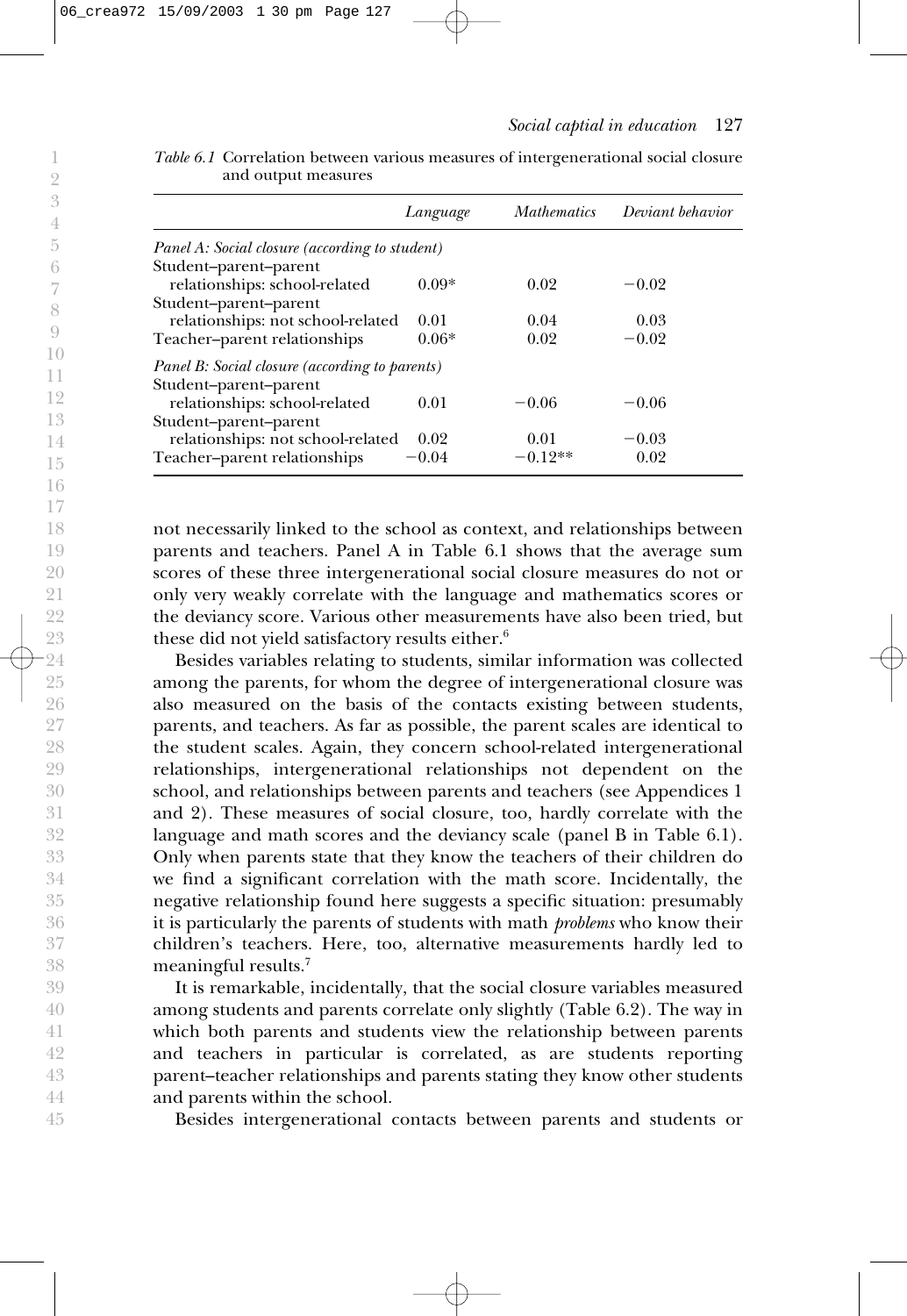*Table 6.1* Correlation between various measures of intergenerational social closure and output measures

| | *Language* | *Mathematics* | *Deviant behavior* |
|---|---|---|---|
| *Panel A: Social closure (according to student)* | | | |
| Student–parent–parent relationships: school-related | 0.09* | 0.02 | −0.02 |
| Student–parent–parent relationships: not school-related | 0.01 | 0.04 | 0.03 |
| Teacher–parent relationships | 0.06* | 0.02 | −0.02 |
| *Panel B: Social closure (according to parents)* | | | |
| Student–parent–parent relationships: school-related | 0.01 | −0.06 | −0.06 |
| Student–parent–parent relationships: not school-related | 0.02 | 0.01 | −0.03 |
| Teacher–parent relationships | −0.04 | −0.12** | 0.02 |

not necessarily linked to the school as context, and relationships between parents and teachers. Panel A in Table 6.1 shows that the average sum scores of these three intergenerational social closure measures do not or only very weakly correlate with the language and mathematics scores or the deviancy score. Various other measurements have also been tried, but these did not yield satisfactory results either.[6]

Besides variables relating to students, similar information was collected among the parents, for whom the degree of intergenerational closure was also measured on the basis of the contacts existing between students, parents, and teachers. As far as possible, the parent scales are identical to the student scales. Again, they concern school-related intergenerational relationships, intergenerational relationships not dependent on the school, and relationships between parents and teachers (see Appendices 1 and 2). These measures of social closure, too, hardly correlate with the language and math scores and the deviancy scale (panel B in Table 6.1). Only when parents state that they know the teachers of their children do we find a significant correlation with the math score. Incidentally, the negative relationship found here suggests a specific situation: presumably it is particularly the parents of students with math *problems* who know their children's teachers. Here, too, alternative measurements hardly led to meaningful results.[7]

It is remarkable, incidentally, that the social closure variables measured among students and parents correlate only slightly (Table 6.2). The way in which both parents and students view the relationship between parents and teachers in particular is correlated, as are students reporting parent–teacher relationships and parents stating they know other students and parents within the school.

Besides intergenerational contacts between parents and students or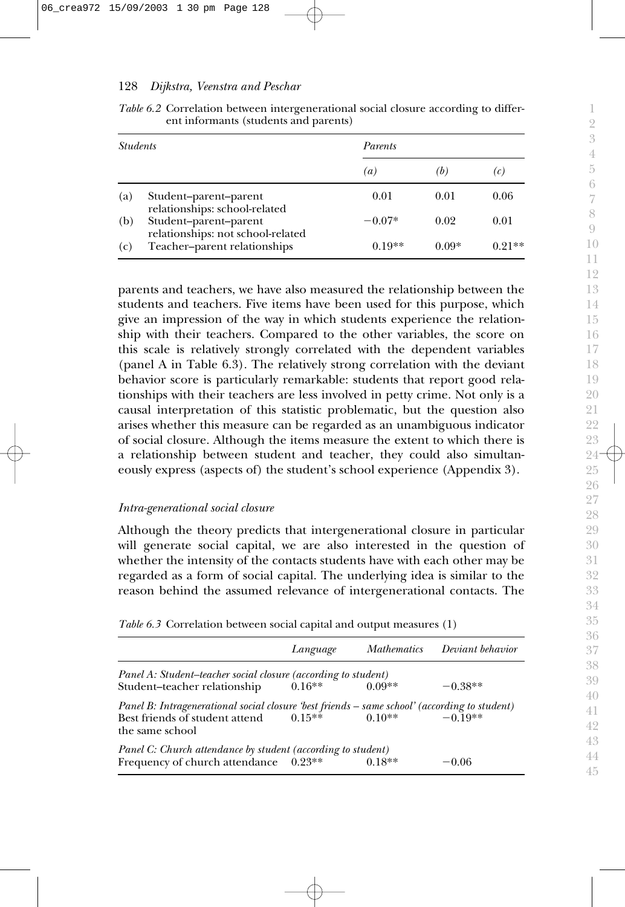*Table 6.2* Correlation between intergenerational social closure according to different informants (students and parents)

| *Students* | | *Parents* | | |
|---|---|---|---|---|
| | | *(a)* | *(b)* | *(c)* |
| (a) | Student–parent–parent relationships: school-related | 0.01 | 0.01 | 0.06 |
| (b) | Student–parent–parent relationships: not school-related | −0.07* | 0.02 | 0.01 |
| (c) | Teacher–parent relationships | 0.19** | 0.09* | 0.21** |

parents and teachers, we have also measured the relationship between the students and teachers. Five items have been used for this purpose, which give an impression of the way in which students experience the relationship with their teachers. Compared to the other variables, the score on this scale is relatively strongly correlated with the dependent variables (panel A in Table 6.3). The relatively strong correlation with the deviant behavior score is particularly remarkable: students that report good relationships with their teachers are less involved in petty crime. Not only is a causal interpretation of this statistic problematic, but the question also arises whether this measure can be regarded as an unambiguous indicator of social closure. Although the items measure the extent to which there is a relationship between student and teacher, they could also simultaneously express (aspects of) the student's school experience (Appendix 3).

### *Intra-generational social closure*

Although the theory predicts that intergenerational closure in particular will generate social capital, we are also interested in the question of whether the intensity of the contacts students have with each other may be regarded as a form of social capital. The underlying idea is similar to the reason behind the assumed relevance of intergenerational contacts. The

*Table 6.3* Correlation between social capital and output measures (1)

| | *Language* | *Mathematics* | *Deviant behavior* |
|---|---|---|---|
| *Panel A: Student–teacher social closure (according to student)* | | | |
| Student–teacher relationship | 0.16** | 0.09** | −0.38** |
| *Panel B: Intragenerational social closure 'best friends – same school' (according to student)* | | | |
| Best friends of student attend the same school | 0.15** | 0.10** | −0.19** |
| *Panel C: Church attendance by student (according to student)* | | | |
| Frequency of church attendance | 0.23** | 0.18** | −0.06 |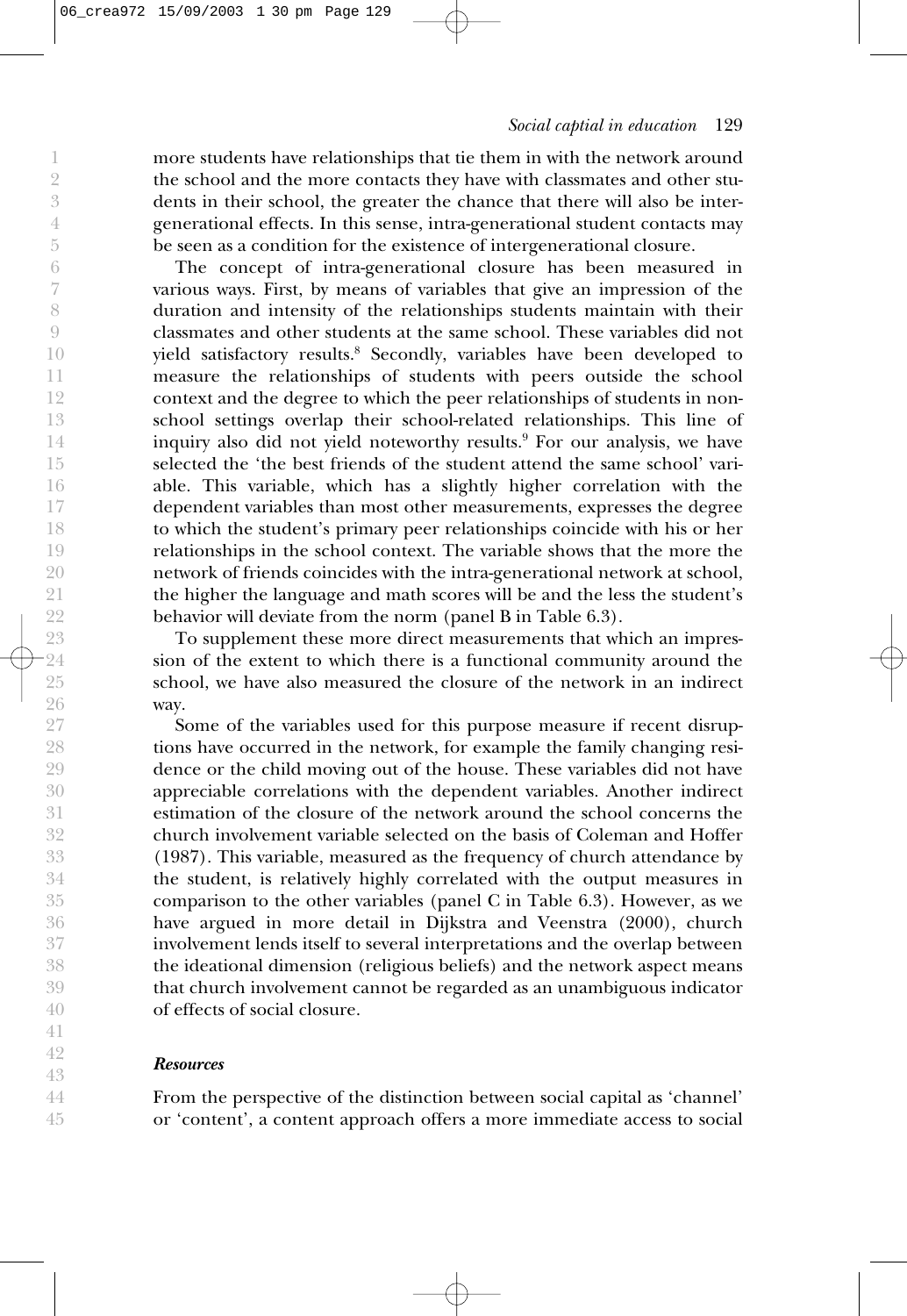more students have relationships that tie them in with the network around the school and the more contacts they have with classmates and other students in their school, the greater the chance that there will also be intergenerational effects. In this sense, intra-generational student contacts may be seen as a condition for the existence of intergenerational closure.

The concept of intra-generational closure has been measured in various ways. First, by means of variables that give an impression of the duration and intensity of the relationships students maintain with their classmates and other students at the same school. These variables did not yield satisfactory results.[8] Secondly, variables have been developed to measure the relationships of students with peers outside the school context and the degree to which the peer relationships of students in non-school settings overlap their school-related relationships. This line of inquiry also did not yield noteworthy results.[9] For our analysis, we have selected the 'the best friends of the student attend the same school' variable. This variable, which has a slightly higher correlation with the dependent variables than most other measurements, expresses the degree to which the student's primary peer relationships coincide with his or her relationships in the school context. The variable shows that the more the network of friends coincides with the intra-generational network at school, the higher the language and math scores will be and the less the student's behavior will deviate from the norm (panel B in Table 6.3).

To supplement these more direct measurements that which an impression of the extent to which there is a functional community around the school, we have also measured the closure of the network in an indirect way.

Some of the variables used for this purpose measure if recent disruptions have occurred in the network, for example the family changing residence or the child moving out of the house. These variables did not have appreciable correlations with the dependent variables. Another indirect estimation of the closure of the network around the school concerns the church involvement variable selected on the basis of Coleman and Hoffer (1987). This variable, measured as the frequency of church attendance by the student, is relatively highly correlated with the output measures in comparison to the other variables (panel C in Table 6.3). However, as we have argued in more detail in Dijkstra and Veenstra (2000), church involvement lends itself to several interpretations and the overlap between the ideational dimension (religious beliefs) and the network aspect means that church involvement cannot be regarded as an unambiguous indicator of effects of social closure.

### *Resources*

From the perspective of the distinction between social capital as 'channel' or 'content', a content approach offers a more immediate access to social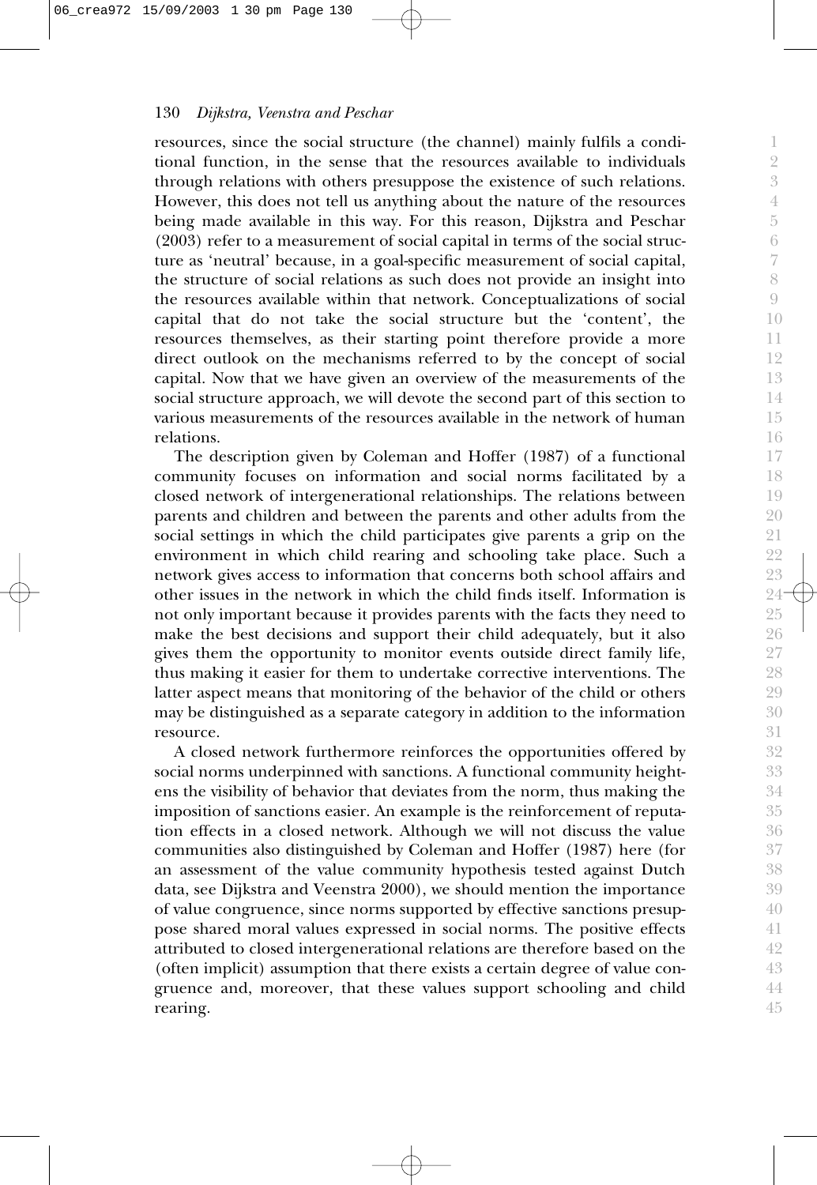resources, since the social structure (the channel) mainly fulfils a conditional function, in the sense that the resources available to individuals through relations with others presuppose the existence of such relations. However, this does not tell us anything about the nature of the resources being made available in this way. For this reason, Dijkstra and Peschar (2003) refer to a measurement of social capital in terms of the social structure as 'neutral' because, in a goal-specific measurement of social capital, the structure of social relations as such does not provide an insight into the resources available within that network. Conceptualizations of social capital that do not take the social structure but the 'content', the resources themselves, as their starting point therefore provide a more direct outlook on the mechanisms referred to by the concept of social capital. Now that we have given an overview of the measurements of the social structure approach, we will devote the second part of this section to various measurements of the resources available in the network of human relations.

The description given by Coleman and Hoffer (1987) of a functional community focuses on information and social norms facilitated by a closed network of intergenerational relationships. The relations between parents and children and between the parents and other adults from the social settings in which the child participates give parents a grip on the environment in which child rearing and schooling take place. Such a network gives access to information that concerns both school affairs and other issues in the network in which the child finds itself. Information is not only important because it provides parents with the facts they need to make the best decisions and support their child adequately, but it also gives them the opportunity to monitor events outside direct family life, thus making it easier for them to undertake corrective interventions. The latter aspect means that monitoring of the behavior of the child or others may be distinguished as a separate category in addition to the information resource.

A closed network furthermore reinforces the opportunities offered by social norms underpinned with sanctions. A functional community heightens the visibility of behavior that deviates from the norm, thus making the imposition of sanctions easier. An example is the reinforcement of reputation effects in a closed network. Although we will not discuss the value communities also distinguished by Coleman and Hoffer (1987) here (for an assessment of the value community hypothesis tested against Dutch data, see Dijkstra and Veenstra 2000), we should mention the importance of value congruence, since norms supported by effective sanctions presuppose shared moral values expressed in social norms. The positive effects attributed to closed intergenerational relations are therefore based on the (often implicit) assumption that there exists a certain degree of value congruence and, moreover, that these values support schooling and child rearing.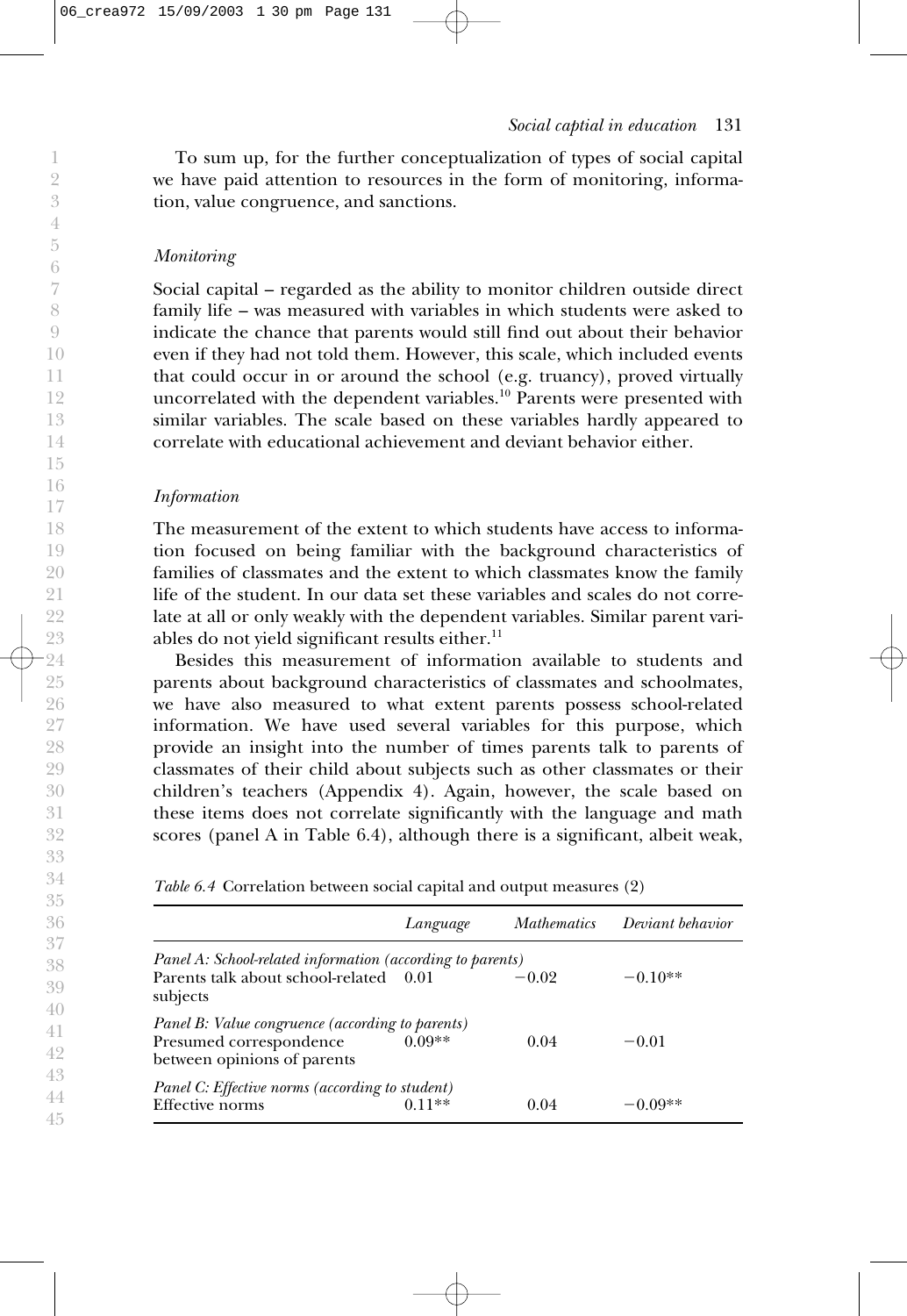To sum up, for the further conceptualization of types of social capital we have paid attention to resources in the form of monitoring, information, value congruence, and sanctions.

### *Monitoring*

Social capital – regarded as the ability to monitor children outside direct family life – was measured with variables in which students were asked to indicate the chance that parents would still find out about their behavior even if they had not told them. However, this scale, which included events that could occur in or around the school (e.g. truancy), proved virtually uncorrelated with the dependent variables.[10] Parents were presented with similar variables. The scale based on these variables hardly appeared to correlate with educational achievement and deviant behavior either.

### *Information*

The measurement of the extent to which students have access to information focused on being familiar with the background characteristics of families of classmates and the extent to which classmates know the family life of the student. In our data set these variables and scales do not correlate at all or only weakly with the dependent variables. Similar parent variables do not yield significant results either.[11]

Besides this measurement of information available to students and parents about background characteristics of classmates and schoolmates, we have also measured to what extent parents possess school-related information. We have used several variables for this purpose, which provide an insight into the number of times parents talk to parents of classmates of their child about subjects such as other classmates or their children's teachers (Appendix 4). Again, however, the scale based on these items does not correlate significantly with the language and math scores (panel A in Table 6.4), although there is a significant, albeit weak,

*Table 6.4* Correlation between social capital and output measures (2)

| | *Language* | *Mathematics* | *Deviant behavior* |
|---|---|---|---|
| *Panel A: School-related information (according to parents)* | | | |
| Parents talk about school-related subjects | 0.01 | −0.02 | −0.10** |
| *Panel B: Value congruence (according to parents)* | | | |
| Presumed correspondence between opinions of parents | 0.09** | 0.04 | −0.01 |
| *Panel C: Effective norms (according to student)* | | | |
| Effective norms | 0.11** | 0.04 | −0.09** |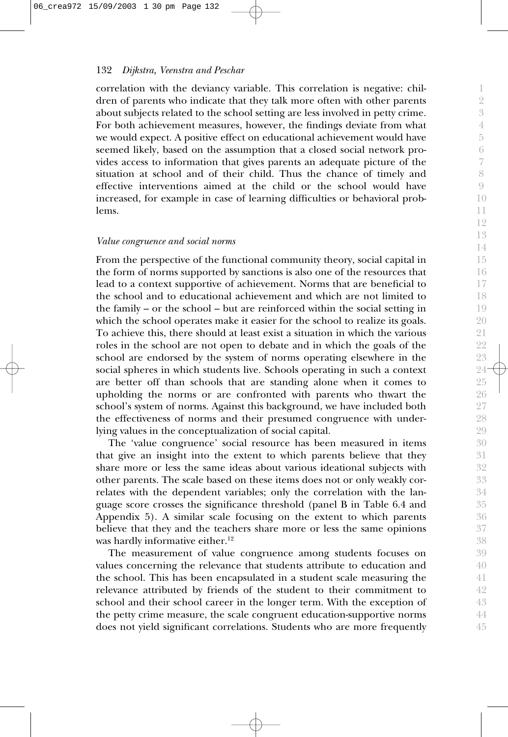correlation with the deviancy variable. This correlation is negative: children of parents who indicate that they talk more often with other parents about subjects related to the school setting are less involved in petty crime. For both achievement measures, however, the findings deviate from what we would expect. A positive effect on educational achievement would have seemed likely, based on the assumption that a closed social network provides access to information that gives parents an adequate picture of the situation at school and of their child. Thus the chance of timely and effective interventions aimed at the child or the school would have increased, for example in case of learning difficulties or behavioral problems.

### *Value congruence and social norms*

From the perspective of the functional community theory, social capital in the form of norms supported by sanctions is also one of the resources that lead to a context supportive of achievement. Norms that are beneficial to the school and to educational achievement and which are not limited to the family – or the school – but are reinforced within the social setting in which the school operates make it easier for the school to realize its goals. To achieve this, there should at least exist a situation in which the various roles in the school are not open to debate and in which the goals of the school are endorsed by the system of norms operating elsewhere in the social spheres in which students live. Schools operating in such a context are better off than schools that are standing alone when it comes to upholding the norms or are confronted with parents who thwart the school's system of norms. Against this background, we have included both the effectiveness of norms and their presumed congruence with underlying values in the conceptualization of social capital.

The 'value congruence' social resource has been measured in items that give an insight into the extent to which parents believe that they share more or less the same ideas about various ideational subjects with other parents. The scale based on these items does not or only weakly correlates with the dependent variables; only the correlation with the language score crosses the significance threshold (panel B in Table 6.4 and Appendix 5). A similar scale focusing on the extent to which parents believe that they and the teachers share more or less the same opinions was hardly informative either.[12]

The measurement of value congruence among students focuses on values concerning the relevance that students attribute to education and the school. This has been encapsulated in a student scale measuring the relevance attributed by friends of the student to their commitment to school and their school career in the longer term. With the exception of the petty crime measure, the scale congruent education-supportive norms does not yield significant correlations. Students who are more frequently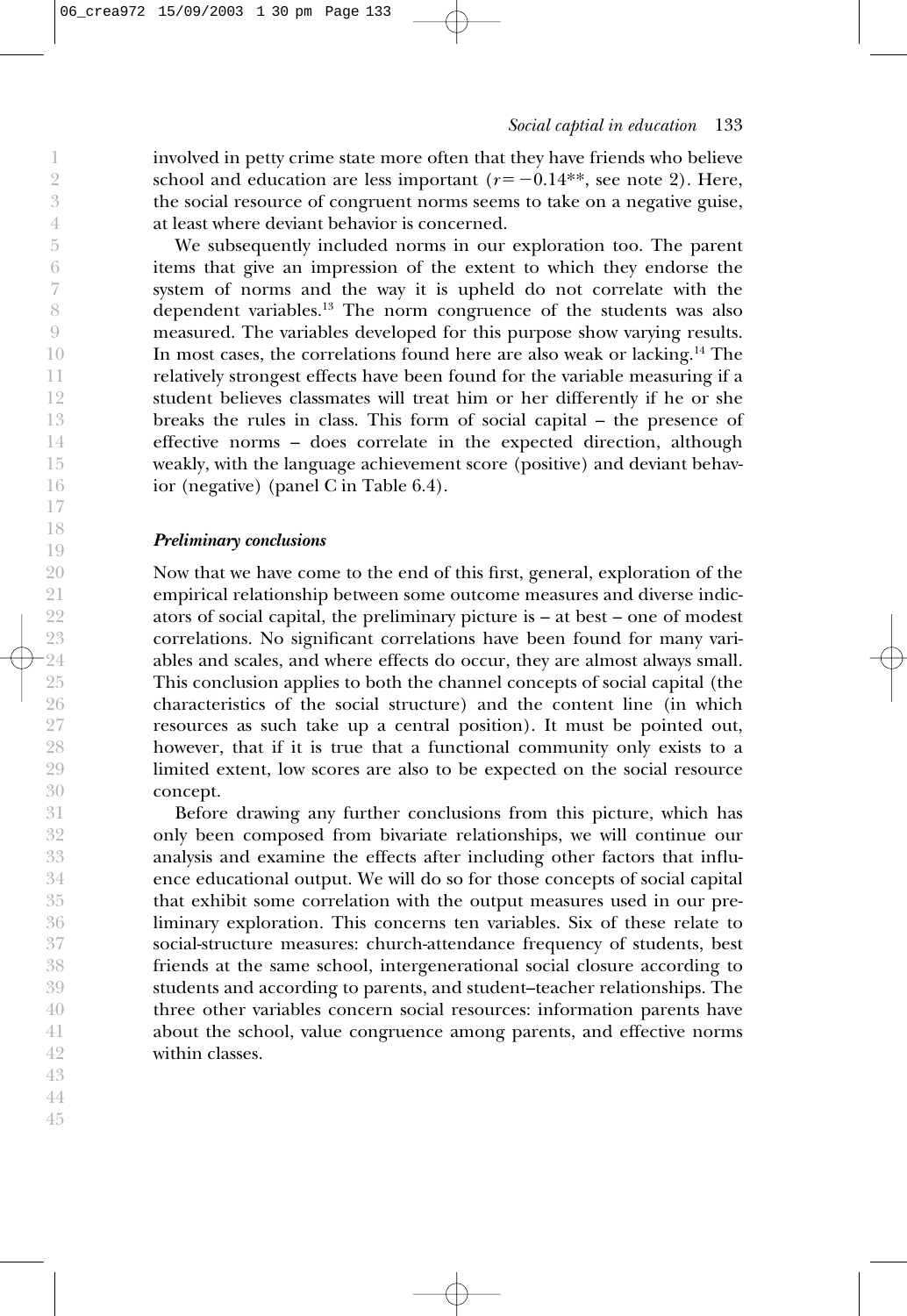involved in petty crime state more often that they have friends who believe school and education are less important ($r = -0.14$**, see note 2). Here, the social resource of congruent norms seems to take on a negative guise, at least where deviant behavior is concerned.

We subsequently included norms in our exploration too. The parent items that give an impression of the extent to which they endorse the system of norms and the way it is upheld do not correlate with the dependent variables.[13] The norm congruence of the students was also measured. The variables developed for this purpose show varying results. In most cases, the correlations found here are also weak or lacking.[14] The relatively strongest effects have been found for the variable measuring if a student believes classmates will treat him or her differently if he or she breaks the rules in class. This form of social capital – the presence of effective norms – does correlate in the expected direction, although weakly, with the language achievement score (positive) and deviant behavior (negative) (panel C in Table 6.4).

### *Preliminary conclusions*

Now that we have come to the end of this first, general, exploration of the empirical relationship between some outcome measures and diverse indicators of social capital, the preliminary picture is – at best – one of modest correlations. No significant correlations have been found for many variables and scales, and where effects do occur, they are almost always small. This conclusion applies to both the channel concepts of social capital (the characteristics of the social structure) and the content line (in which resources as such take up a central position). It must be pointed out, however, that if it is true that a functional community only exists to a limited extent, low scores are also to be expected on the social resource concept.

Before drawing any further conclusions from this picture, which has only been composed from bivariate relationships, we will continue our analysis and examine the effects after including other factors that influence educational output. We will do so for those concepts of social capital that exhibit some correlation with the output measures used in our preliminary exploration. This concerns ten variables. Six of these relate to social-structure measures: church-attendance frequency of students, best friends at the same school, intergenerational social closure according to students and according to parents, and student–teacher relationships. The three other variables concern social resources: information parents have about the school, value congruence among parents, and effective norms within classes.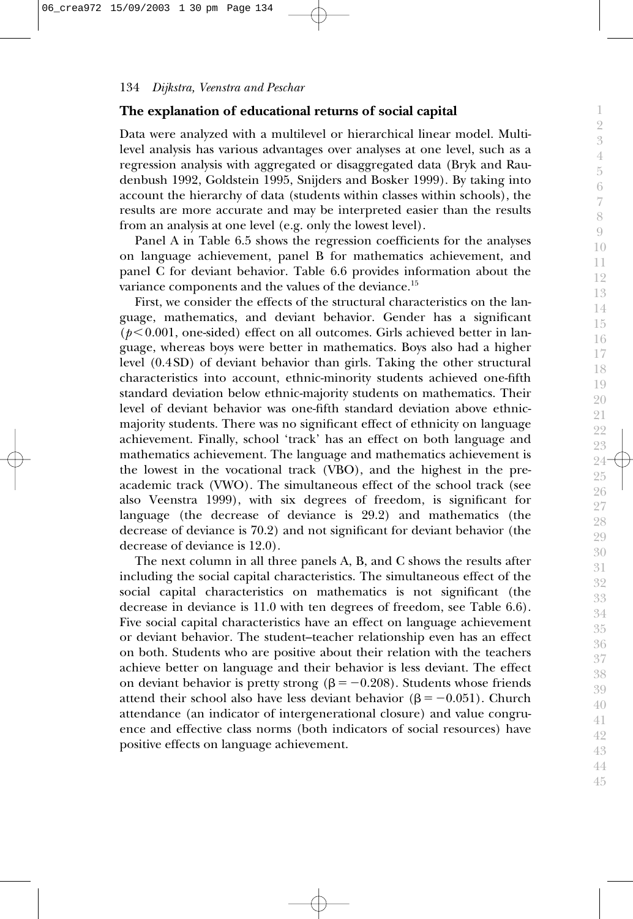## The explanation of educational returns of social capital

Data were analyzed with a multilevel or hierarchical linear model. Multilevel analysis has various advantages over analyses at one level, such as a regression analysis with aggregated or disaggregated data (Bryk and Raudenbush 1992, Goldstein 1995, Snijders and Bosker 1999). By taking into account the hierarchy of data (students within classes within schools), the results are more accurate and may be interpreted easier than the results from an analysis at one level (e.g. only the lowest level).

Panel A in Table 6.5 shows the regression coefficients for the analyses on language achievement, panel B for mathematics achievement, and panel C for deviant behavior. Table 6.6 provides information about the variance components and the values of the deviance.[15]

First, we consider the effects of the structural characteristics on the language, mathematics, and deviant behavior. Gender has a significant ($p < 0.001$, one-sided) effect on all outcomes. Girls achieved better in language, whereas boys were better in mathematics. Boys also had a higher level (0.4 SD) of deviant behavior than girls. Taking the other structural characteristics into account, ethnic-minority students achieved one-fifth standard deviation below ethnic-majority students on mathematics. Their level of deviant behavior was one-fifth standard deviation above ethnic-majority students. There was no significant effect of ethnicity on language achievement. Finally, school 'track' has an effect on both language and mathematics achievement. The language and mathematics achievement is the lowest in the vocational track (VBO), and the highest in the pre-academic track (VWO). The simultaneous effect of the school track (see also Veenstra 1999), with six degrees of freedom, is significant for language (the decrease of deviance is 29.2) and mathematics (the decrease of deviance is 70.2) and not significant for deviant behavior (the decrease of deviance is 12.0).

The next column in all three panels A, B, and C shows the results after including the social capital characteristics. The simultaneous effect of the social capital characteristics on mathematics is not significant (the decrease in deviance is 11.0 with ten degrees of freedom, see Table 6.6). Five social capital characteristics have an effect on language achievement or deviant behavior. The student–teacher relationship even has an effect on both. Students who are positive about their relation with the teachers achieve better on language and their behavior is less deviant. The effect on deviant behavior is pretty strong ($\beta = -0.208$). Students whose friends attend their school also have less deviant behavior ($\beta = -0.051$). Church attendance (an indicator of intergenerational closure) and value congruence and effective class norms (both indicators of social resources) have positive effects on language achievement.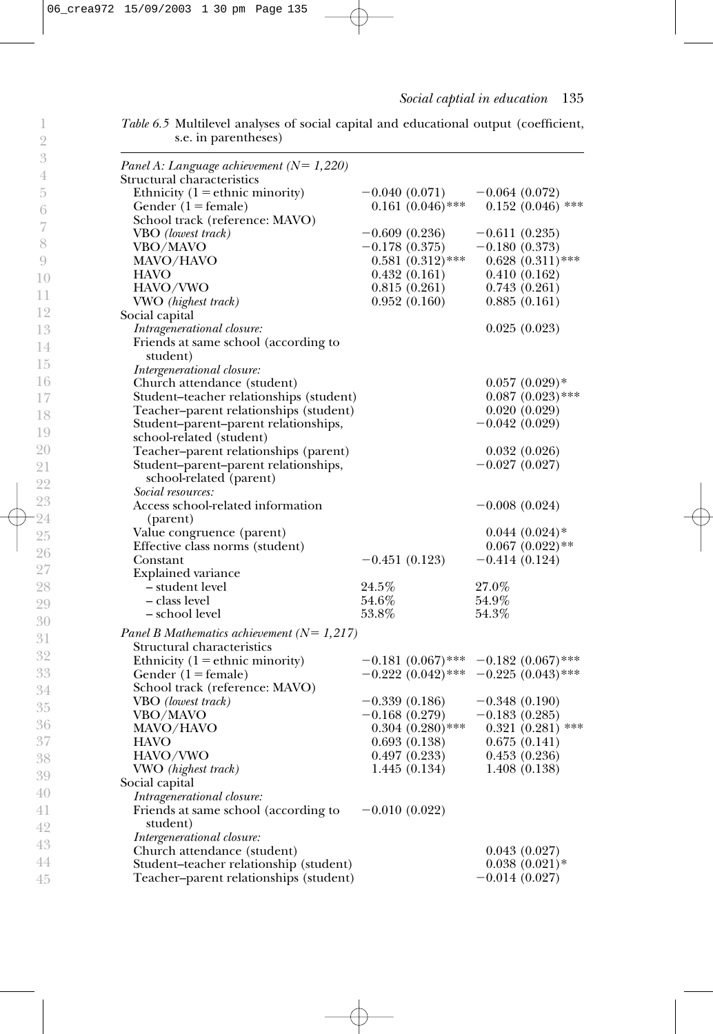*Table 6.5* Multilevel analyses of social capital and educational output (coefficient, s.e. in parentheses)

| | | |
|---|---|---|
| *Panel A: Language achievement (N = 1,220)* | | |
| Structural characteristics | | |
| Ethnicity (1 = ethnic minority) | −0.040 (0.071) | −0.064 (0.072) |
| Gender (1 = female) | 0.161 (0.046)*** | 0.152 (0.046) *** |
| School track (reference: MAVO) | | |
| VBO *(lowest track)* | −0.609 (0.236) | −0.611 (0.235) |
| VBO/MAVO | −0.178 (0.375) | −0.180 (0.373) |
| MAVO/HAVO | 0.581 (0.312)*** | 0.628 (0.311)*** |
| HAVO | 0.432 (0.161) | 0.410 (0.162) |
| HAVO/VWO | 0.815 (0.261) | 0.743 (0.261) |
| VWO *(highest track)* | 0.952 (0.160) | 0.885 (0.161) |
| Social capital | | |
| *Intragenerational closure:* | | 0.025 (0.023) |
| Friends at same school (according to student) | | |
| *Intergenerational closure:* | | |
| Church attendance (student) | | 0.057 (0.029)* |
| Student–teacher relationships (student) | | 0.087 (0.023)*** |
| Teacher–parent relationships (student) | | 0.020 (0.029) |
| Student–parent–parent relationships, school-related (student) | | −0.042 (0.029) |
| Teacher–parent relationships (parent) | | 0.032 (0.026) |
| Student–parent–parent relationships, school-related (parent) | | −0.027 (0.027) |
| *Social resources:* | | |
| Access school-related information (parent) | | −0.008 (0.024) |
| Value congruence (parent) | | 0.044 (0.024)* |
| Effective class norms (student) | | 0.067 (0.022)** |
| Constant | −0.451 (0.123) | −0.414 (0.124) |
| Explained variance | | |
| – student level | 24.5% | 27.0% |
| – class level | 54.6% | 54.9% |
| – school level | 53.8% | 54.3% |
| *Panel B Mathematics achievement (N = 1,217)* | | |
| Structural characteristics | | |
| Ethnicity (1 = ethnic minority) | −0.181 (0.067)*** | −0.182 (0.067)*** |
| Gender (1 = female) | −0.222 (0.042)*** | −0.225 (0.043)*** |
| School track (reference: MAVO) | | |
| VBO *(lowest track)* | −0.339 (0.186) | −0.348 (0.190) |
| VBO/MAVO | −0.168 (0.279) | −0.183 (0.285) |
| MAVO/HAVO | 0.304 (0.280)*** | 0.321 (0.281) *** |
| HAVO | 0.693 (0.138) | 0.675 (0.141) |
| HAVO/VWO | 0.497 (0.233) | 0.453 (0.236) |
| VWO *(highest track)* | 1.445 (0.134) | 1.408 (0.138) |
| Social capital | | |
| *Intragenerational closure:* | | |
| Friends at same school (according to student) | −0.010 (0.022) | |
| *Intergenerational closure:* | | |
| Church attendance (student) | | 0.043 (0.027) |
| Student–teacher relationship (student) | | 0.038 (0.021)* |
| Teacher–parent relationships (student) | | −0.014 (0.027) |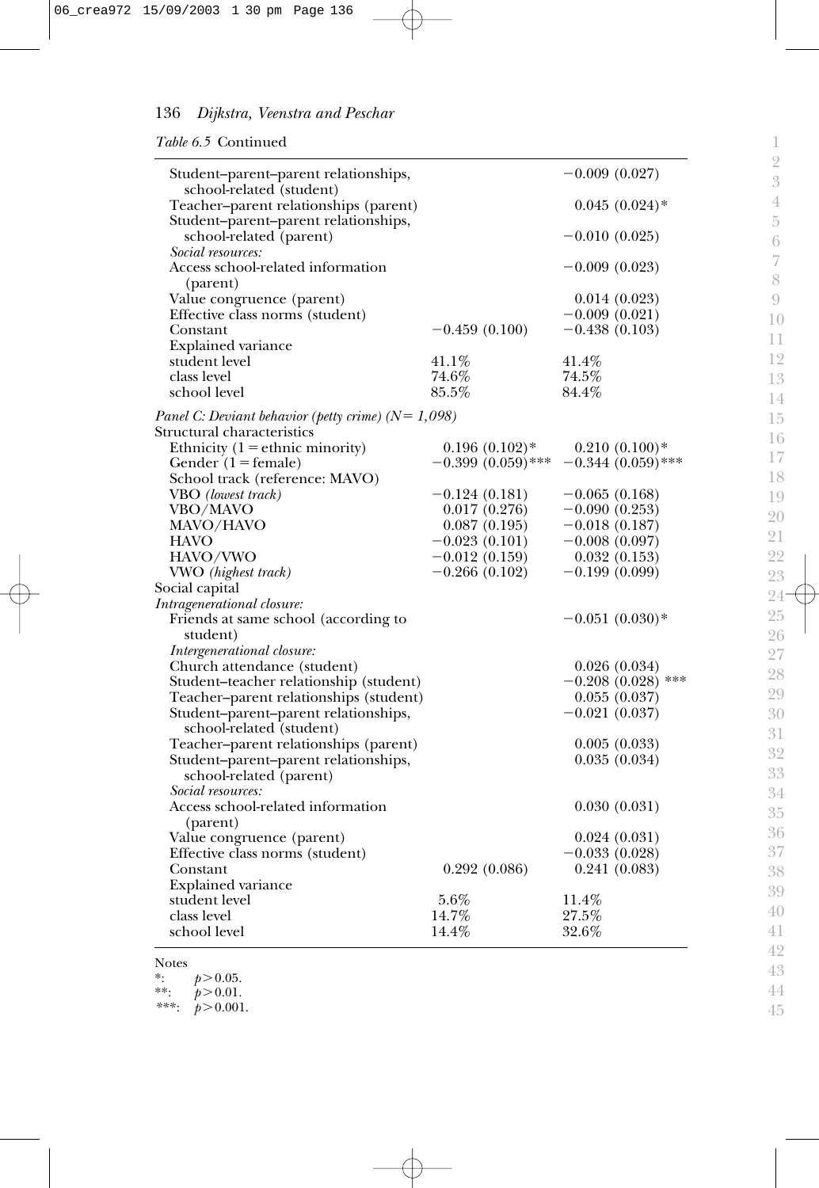*Table 6.5* Continued

| | | |
|---|---|---|
| Student–parent–parent relationships, school-related (student) | | −0.009 (0.027) |
| Teacher–parent relationships (parent) | | 0.045 (0.024)* |
| Student–parent–parent relationships, school-related (parent) | | −0.010 (0.025) |
| *Social resources:* | | |
| Access school-related information (parent) | | −0.009 (0.023) |
| Value congruence (parent) | | 0.014 (0.023) |
| Effective class norms (student) | | −0.009 (0.021) |
| Constant | −0.459 (0.100) | −0.438 (0.103) |
| Explained variance | | |
| student level | 41.1% | 41.4% |
| class level | 74.6% | 74.5% |
| school level | 85.5% | 84.4% |
| *Panel C: Deviant behavior (petty crime) (N = 1,098)* | | |
| Structural characteristics | | |
| Ethnicity (1 = ethnic minority) | 0.196 (0.102)* | 0.210 (0.100)* |
| Gender (1 = female) | −0.399 (0.059)*** | −0.344 (0.059)*** |
| School track (reference: MAVO) | | |
| VBO *(lowest track)* | −0.124 (0.181) | −0.065 (0.168) |
| VBO/MAVO | 0.017 (0.276) | −0.090 (0.253) |
| MAVO/HAVO | 0.087 (0.195) | −0.018 (0.187) |
| HAVO | −0.023 (0.101) | −0.008 (0.097) |
| HAVO/VWO | −0.012 (0.159) | 0.032 (0.153) |
| VWO *(highest track)* | −0.266 (0.102) | −0.199 (0.099) |
| Social capital | | |
| *Intragenerational closure:* | | |
| Friends at same school (according to student) | | −0.051 (0.030)* |
| *Intergenerational closure:* | | |
| Church attendance (student) | | 0.026 (0.034) |
| Student–teacher relationship (student) | | −0.208 (0.028) *** |
| Teacher–parent relationships (student) | | 0.055 (0.037) |
| Student–parent–parent relationships, school-related (student) | | −0.021 (0.037) |
| Teacher–parent relationships (parent) | | 0.005 (0.033) |
| Student–parent–parent relationships, school-related (parent) | | 0.035 (0.034) |
| *Social resources:* | | |
| Access school-related information (parent) | | 0.030 (0.031) |
| Value congruence (parent) | | 0.024 (0.031) |
| Effective class norms (student) | | −0.033 (0.028) |
| Constant | 0.292 (0.086) | 0.241 (0.083) |
| Explained variance | | |
| student level | 5.6% | 11.4% |
| class level | 14.7% | 27.5% |
| school level | 14.4% | 32.6% |

Notes

*: $p > 0.05$.

**: $p > 0.01$.

***: $p > 0.001$.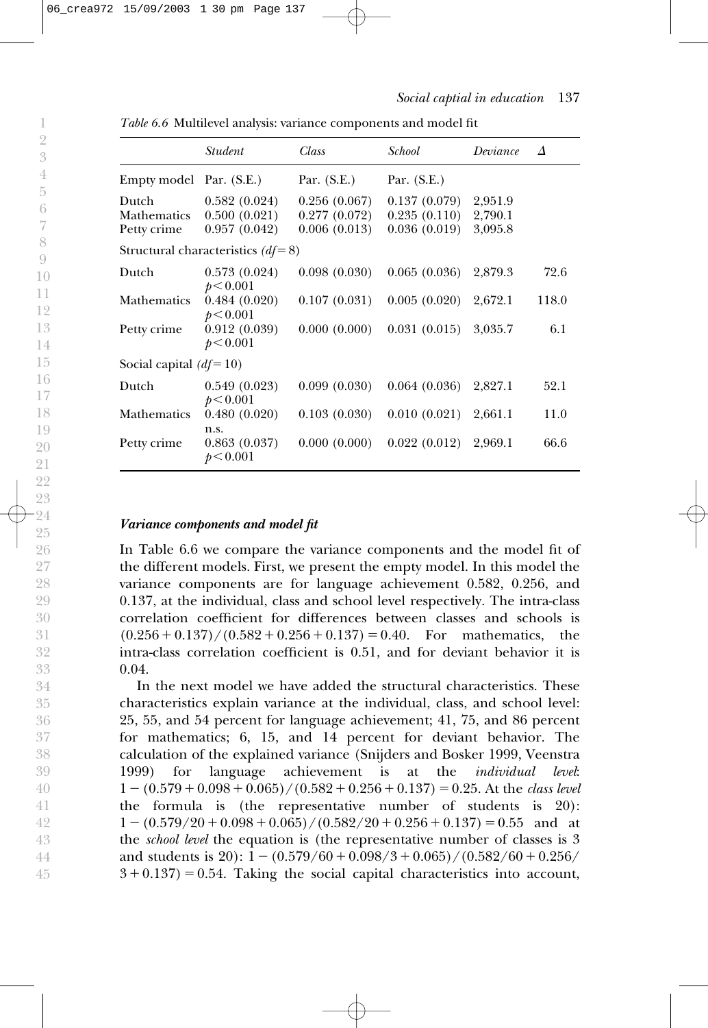*Table 6.6* Multilevel analysis: variance components and model fit

| | *Student* | *Class* | *School* | *Deviance* | $\Delta$ |
|---|---|---|---|---|---|
| Empty model | Par. (S.E.) | Par. (S.E.) | Par. (S.E.) | | |
| Dutch | 0.582 (0.024) | 0.256 (0.067) | 0.137 (0.079) | 2,951.9 | |
| Mathematics | 0.500 (0.021) | 0.277 (0.072) | 0.235 (0.110) | 2,790.1 | |
| Petty crime | 0.957 (0.042) | 0.006 (0.013) | 0.036 (0.019) | 3,095.8 | |
| Structural characteristics *(df* = 8) | | | | | |
| Dutch | 0.573 (0.024) $p<0.001$ | 0.098 (0.030) | 0.065 (0.036) | 2,879.3 | 72.6 |
| Mathematics | 0.484 (0.020) $p<0.001$ | 0.107 (0.031) | 0.005 (0.020) | 2,672.1 | 118.0 |
| Petty crime | 0.912 (0.039) $p<0.001$ | 0.000 (0.000) | 0.031 (0.015) | 3,035.7 | 6.1 |
| Social capital *(df* = 10) | | | | | |
| Dutch | 0.549 (0.023) $p<0.001$ | 0.099 (0.030) | 0.064 (0.036) | 2,827.1 | 52.1 |
| Mathematics | 0.480 (0.020) n.s. | 0.103 (0.030) | 0.010 (0.021) | 2,661.1 | 11.0 |
| Petty crime | 0.863 (0.037) $p<0.001$ | 0.000 (0.000) | 0.022 (0.012) | 2,969.1 | 66.6 |

### *Variance components and model fit*

In Table 6.6 we compare the variance components and the model fit of the different models. First, we present the empty model. In this model the variance components are for language achievement 0.582, 0.256, and 0.137, at the individual, class and school level respectively. The intra-class correlation coefficient for differences between classes and schools is $(0.256 + 0.137)/(0.582 + 0.256 + 0.137) = 0.40$. For mathematics, the intra-class correlation coefficient is 0.51, and for deviant behavior it is 0.04.

In the next model we have added the structural characteristics. These characteristics explain variance at the individual, class, and school level: 25, 55, and 54 percent for language achievement; 41, 75, and 86 percent for mathematics; 6, 15, and 14 percent for deviant behavior. The calculation of the explained variance (Snijders and Bosker 1999, Veenstra 1999) for language achievement is at the *individual level*: $1 - (0.579 + 0.098 + 0.065)/(0.582 + 0.256 + 0.137) = 0.25$. At the *class level* the formula is (the representative number of students is 20): $1 - (0.579/20 + 0.098 + 0.065)/(0.582/20 + 0.256 + 0.137) = 0.55$ and at the *school level* the equation is (the representative number of classes is 3 and students is 20): $1 - (0.579/60 + 0.098/3 + 0.065)/(0.582/60 + 0.256/3 + 0.137) = 0.54$. Taking the social capital characteristics into account,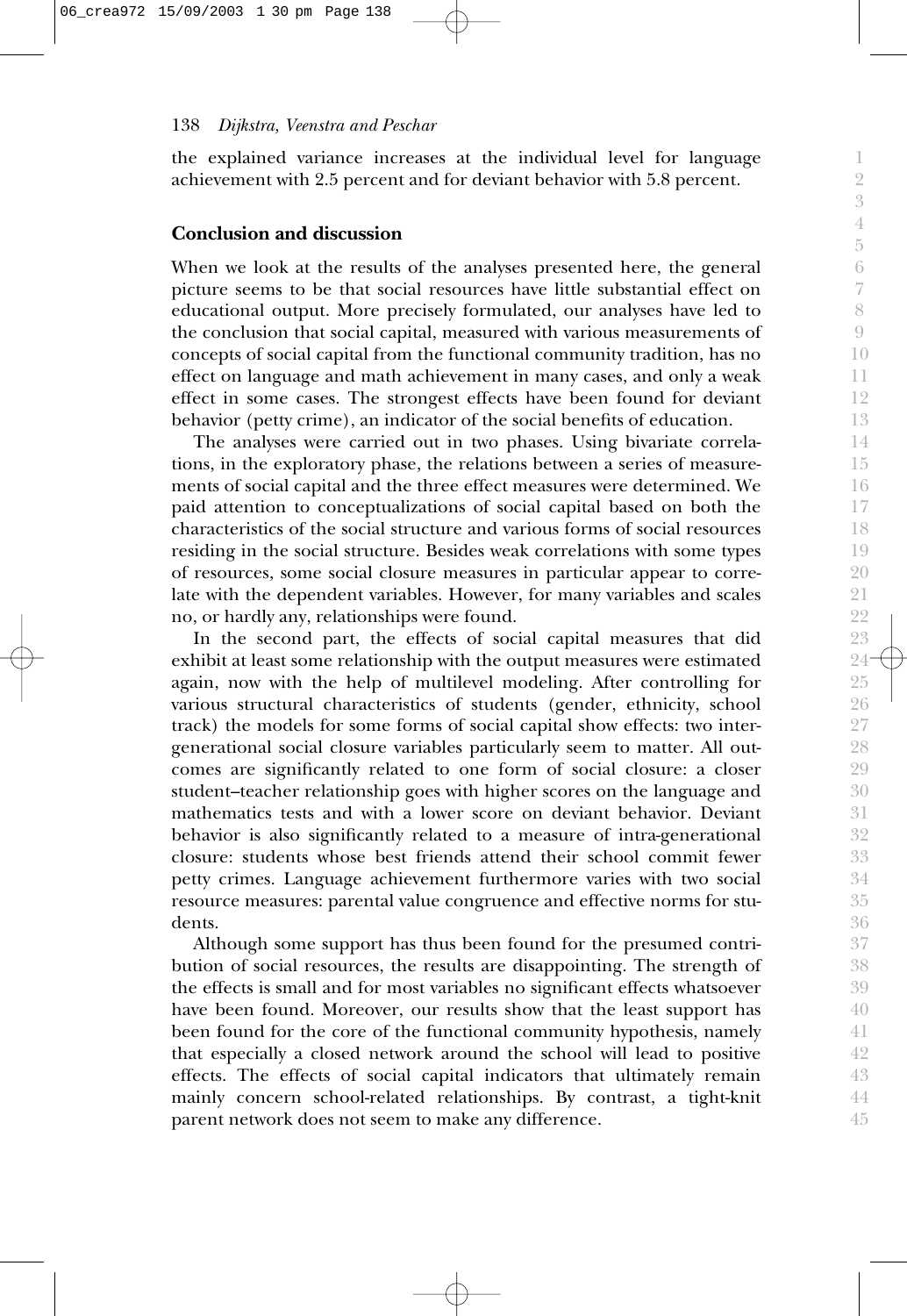the explained variance increases at the individual level for language achievement with 2.5 percent and for deviant behavior with 5.8 percent.

## Conclusion and discussion

When we look at the results of the analyses presented here, the general picture seems to be that social resources have little substantial effect on educational output. More precisely formulated, our analyses have led to the conclusion that social capital, measured with various measurements of concepts of social capital from the functional community tradition, has no effect on language and math achievement in many cases, and only a weak effect in some cases. The strongest effects have been found for deviant behavior (petty crime), an indicator of the social benefits of education.

The analyses were carried out in two phases. Using bivariate correlations, in the exploratory phase, the relations between a series of measurements of social capital and the three effect measures were determined. We paid attention to conceptualizations of social capital based on both the characteristics of the social structure and various forms of social resources residing in the social structure. Besides weak correlations with some types of resources, some social closure measures in particular appear to correlate with the dependent variables. However, for many variables and scales no, or hardly any, relationships were found.

In the second part, the effects of social capital measures that did exhibit at least some relationship with the output measures were estimated again, now with the help of multilevel modeling. After controlling for various structural characteristics of students (gender, ethnicity, school track) the models for some forms of social capital show effects: two intergenerational social closure variables particularly seem to matter. All outcomes are significantly related to one form of social closure: a closer student–teacher relationship goes with higher scores on the language and mathematics tests and with a lower score on deviant behavior. Deviant behavior is also significantly related to a measure of intra-generational closure: students whose best friends attend their school commit fewer petty crimes. Language achievement furthermore varies with two social resource measures: parental value congruence and effective norms for students.

Although some support has thus been found for the presumed contribution of social resources, the results are disappointing. The strength of the effects is small and for most variables no significant effects whatsoever have been found. Moreover, our results show that the least support has been found for the core of the functional community hypothesis, namely that especially a closed network around the school will lead to positive effects. The effects of social capital indicators that ultimately remain mainly concern school-related relationships. By contrast, a tight-knit parent network does not seem to make any difference.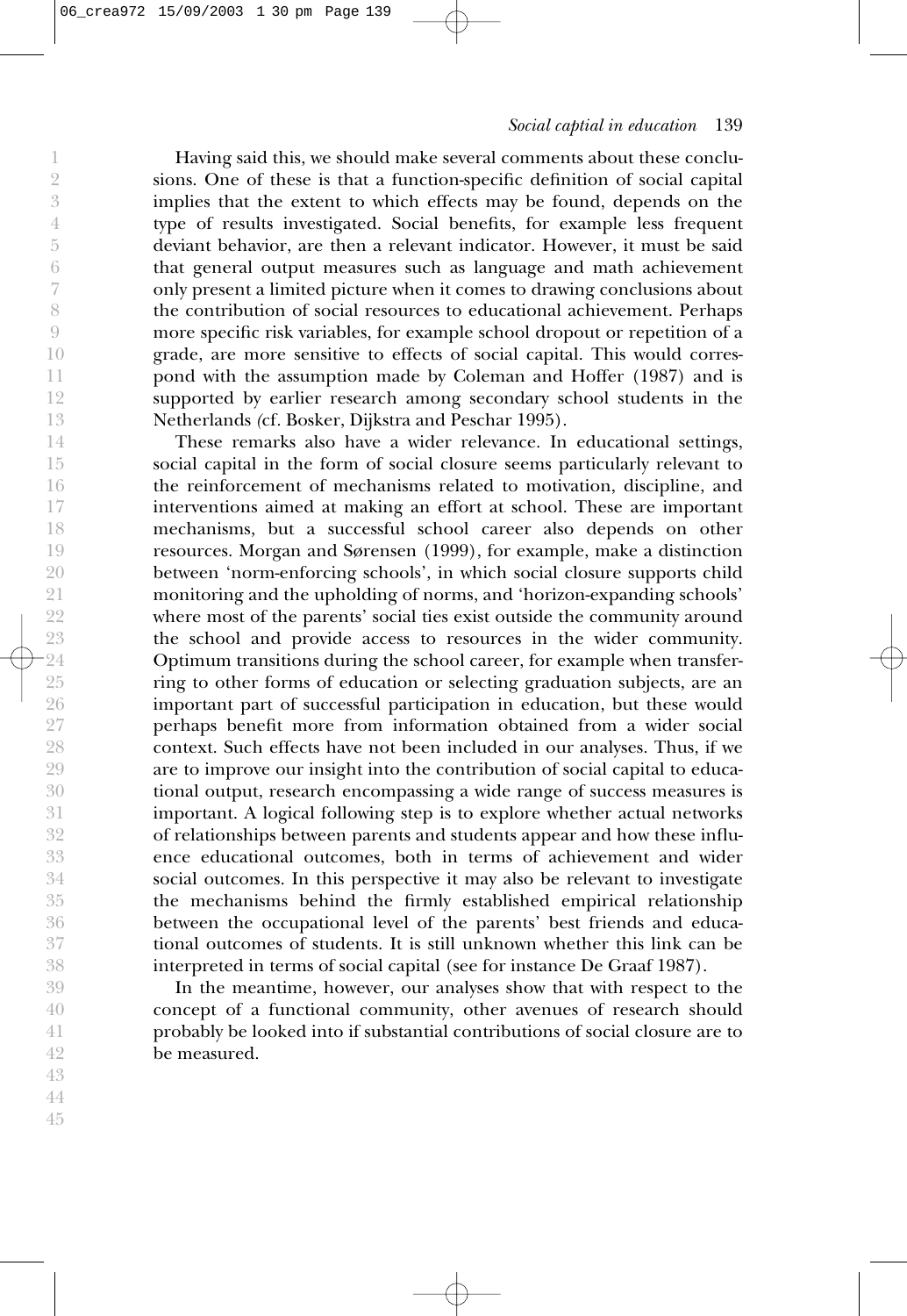Having said this, we should make several comments about these conclusions. One of these is that a function-specific definition of social capital implies that the extent to which effects may be found, depends on the type of results investigated. Social benefits, for example less frequent deviant behavior, are then a relevant indicator. However, it must be said that general output measures such as language and math achievement only present a limited picture when it comes to drawing conclusions about the contribution of social resources to educational achievement. Perhaps more specific risk variables, for example school dropout or repetition of a grade, are more sensitive to effects of social capital. This would correspond with the assumption made by Coleman and Hoffer (1987) and is supported by earlier research among secondary school students in the Netherlands (cf. Bosker, Dijkstra and Peschar 1995).

These remarks also have a wider relevance. In educational settings, social capital in the form of social closure seems particularly relevant to the reinforcement of mechanisms related to motivation, discipline, and interventions aimed at making an effort at school. These are important mechanisms, but a successful school career also depends on other resources. Morgan and Sørensen (1999), for example, make a distinction between 'norm-enforcing schools', in which social closure supports child monitoring and the upholding of norms, and 'horizon-expanding schools' where most of the parents' social ties exist outside the community around the school and provide access to resources in the wider community. Optimum transitions during the school career, for example when transferring to other forms of education or selecting graduation subjects, are an important part of successful participation in education, but these would perhaps benefit more from information obtained from a wider social context. Such effects have not been included in our analyses. Thus, if we are to improve our insight into the contribution of social capital to educational output, research encompassing a wide range of success measures is important. A logical following step is to explore whether actual networks of relationships between parents and students appear and how these influence educational outcomes, both in terms of achievement and wider social outcomes. In this perspective it may also be relevant to investigate the mechanisms behind the firmly established empirical relationship between the occupational level of the parents' best friends and educational outcomes of students. It is still unknown whether this link can be interpreted in terms of social capital (see for instance De Graaf 1987).

In the meantime, however, our analyses show that with respect to the concept of a functional community, other avenues of research should probably be looked into if substantial contributions of social closure are to be measured.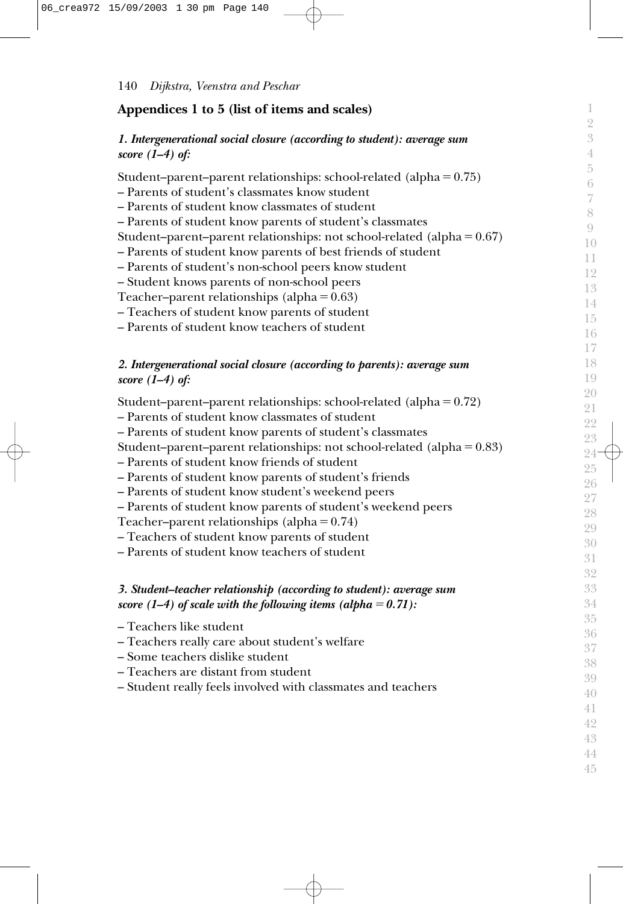## Appendices 1 to 5 (list of items and scales)

### *1. Intergenerational social closure (according to student): average sum score (1–4) of:*

Student–parent–parent relationships: school-related (alpha = 0.75)
- Parents of student's classmates know student
- Parents of student know classmates of student
- Parents of student know parents of student's classmates

Student–parent–parent relationships: not school-related (alpha = 0.67)
- Parents of student know parents of best friends of student
- Parents of student's non-school peers know student
- Student knows parents of non-school peers

Teacher–parent relationships (alpha = 0.63)
- Teachers of student know parents of student
- Parents of student know teachers of student

### *2. Intergenerational social closure (according to parents): average sum score (1–4) of:*

Student–parent–parent relationships: school-related (alpha = 0.72)
- Parents of student know classmates of student
- Parents of student know parents of student's classmates

Student–parent–parent relationships: not school-related (alpha = 0.83)
- Parents of student know friends of student
- Parents of student know parents of student's friends
- Parents of student know student's weekend peers
- Parents of student know parents of student's weekend peers

Teacher–parent relationships (alpha = 0.74)
- Teachers of student know parents of student
- Parents of student know teachers of student

### *3. Student–teacher relationship (according to student): average sum score (1–4) of scale with the following items (alpha = 0.71):*

- Teachers like student
- Teachers really care about student's welfare
- Some teachers dislike student
- Teachers are distant from student
- Student really feels involved with classmates and teachers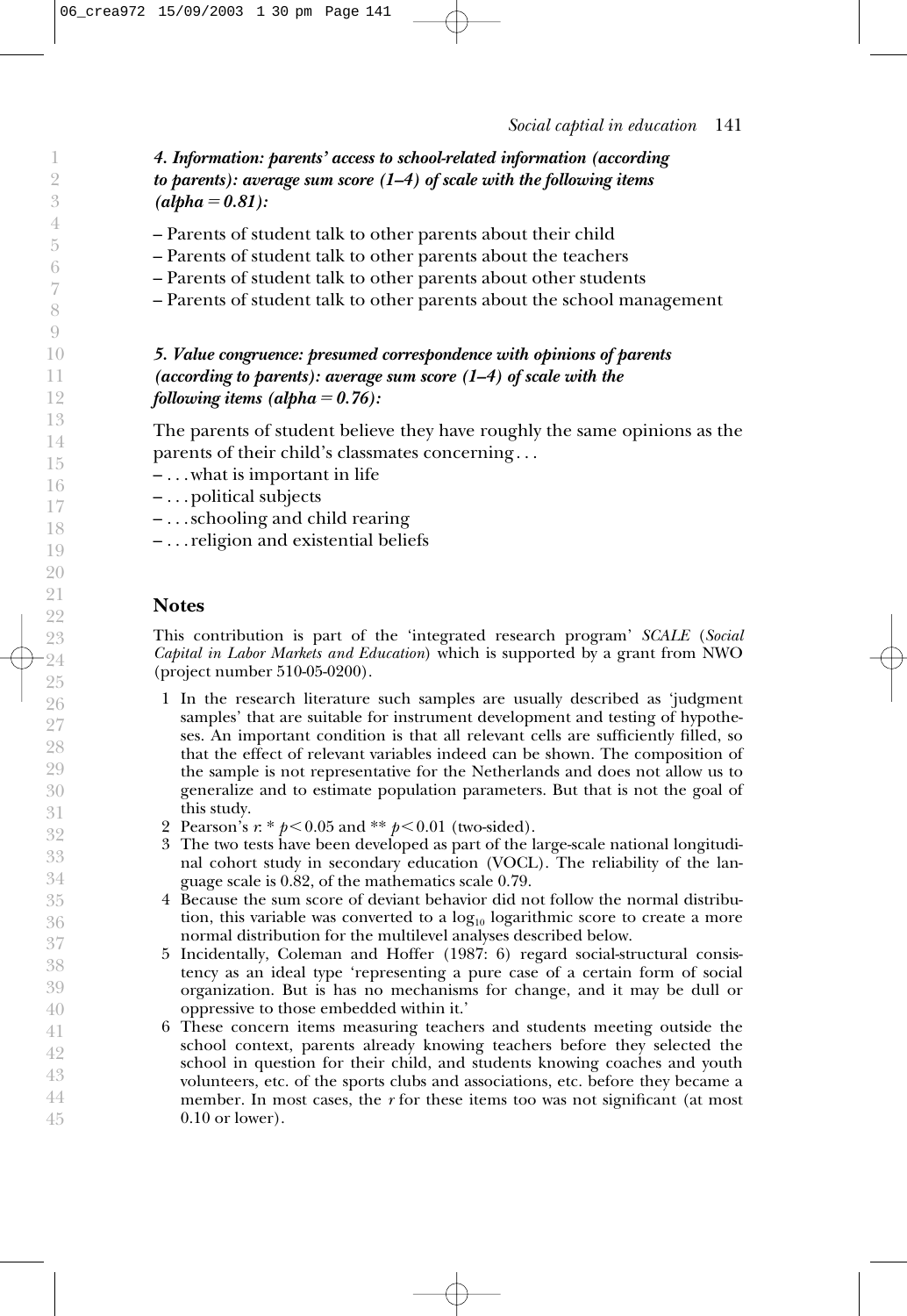***4. Information: parents' access to school-related information (according to parents): average sum score (1–4) of scale with the following items (alpha = 0.81):***

- Parents of student talk to other parents about their child
- Parents of student talk to other parents about the teachers
- Parents of student talk to other parents about other students
- Parents of student talk to other parents about the school management

***5. Value congruence: presumed correspondence with opinions of parents (according to parents): average sum score (1–4) of scale with the following items (alpha = 0.76):***

The parents of student believe they have roughly the same opinions as the parents of their child's classmates concerning . . .

- . . . what is important in life
- . . . political subjects
- . . . schooling and child rearing
- . . . religion and existential beliefs

## Notes

This contribution is part of the 'integrated research program' *SCALE* (*Social Capital in Labor Markets and Education*) which is supported by a grant from NWO (project number 510-05-0200).

1. In the research literature such samples are usually described as 'judgment samples' that are suitable for instrument development and testing of hypotheses. An important condition is that all relevant cells are sufficiently filled, so that the effect of relevant variables indeed can be shown. The composition of the sample is not representative for the Netherlands and does not allow us to generalize and to estimate population parameters. But that is not the goal of this study.
2. Pearson's *r*: * $p < 0.05$ and ** $p < 0.01$ (two-sided).
3. The two tests have been developed as part of the large-scale national longitudinal cohort study in secondary education (VOCL). The reliability of the language scale is 0.82, of the mathematics scale 0.79.
4. Because the sum score of deviant behavior did not follow the normal distribution, this variable was converted to a $\log_{10}$ logarithmic score to create a more normal distribution for the multilevel analyses described below.
5. Incidentally, Coleman and Hoffer (1987: 6) regard social-structural consistency as an ideal type 'representing a pure case of a certain form of social organization. But is has no mechanisms for change, and it may be dull or oppressive to those embedded within it.'
6. These concern items measuring teachers and students meeting outside the school context, parents already knowing teachers before they selected the school in question for their child, and students knowing coaches and youth volunteers, etc. of the sports clubs and associations, etc. before they became a member. In most cases, the *r* for these items too was not significant (at most 0.10 or lower).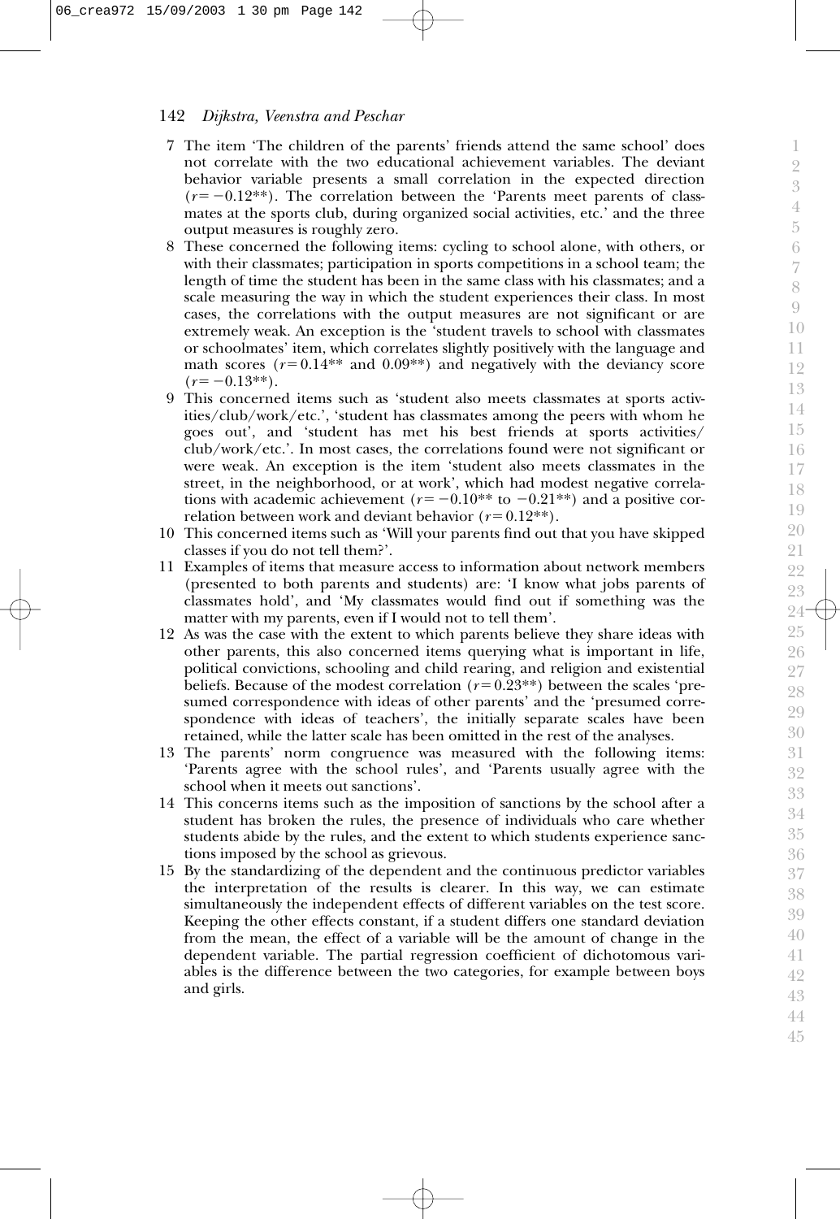7 The item 'The children of the parents' friends attend the same school' does not correlate with the two educational achievement variables. The deviant behavior variable presents a small correlation in the expected direction ($r = -0.12$**). The correlation between the 'Parents meet parents of classmates at the sports club, during organized social activities, etc.' and the three output measures is roughly zero.

8 These concerned the following items: cycling to school alone, with others, or with their classmates; participation in sports competitions in a school team; the length of time the student has been in the same class with his classmates; and a scale measuring the way in which the student experiences their class. In most cases, the correlations with the output measures are not significant or are extremely weak. An exception is the 'student travels to school with classmates or schoolmates' item, which correlates slightly positively with the language and math scores ($r = 0.14$** and 0.09**) and negatively with the deviancy score ($r = -0.13$**).

9 This concerned items such as 'student also meets classmates at sports activities/club/work/etc.', 'student has classmates among the peers with whom he goes out', and 'student has met his best friends at sports activities/club/work/etc.'. In most cases, the correlations found were not significant or were weak. An exception is the item 'student also meets classmates in the street, in the neighborhood, or at work', which had modest negative correlations with academic achievement ($r = -0.10$** to $-0.21$**) and a positive correlation between work and deviant behavior ($r = 0.12$**).

10 This concerned items such as 'Will your parents find out that you have skipped classes if you do not tell them?'.

11 Examples of items that measure access to information about network members (presented to both parents and students) are: 'I know what jobs parents of classmates hold', and 'My classmates would find out if something was the matter with my parents, even if I would not to tell them'.

12 As was the case with the extent to which parents believe they share ideas with other parents, this also concerned items querying what is important in life, political convictions, schooling and child rearing, and religion and existential beliefs. Because of the modest correlation ($r = 0.23$**) between the scales 'presumed correspondence with ideas of other parents' and the 'presumed correspondence with ideas of teachers', the initially separate scales have been retained, while the latter scale has been omitted in the rest of the analyses.

13 The parents' norm congruence was measured with the following items: 'Parents agree with the school rules', and 'Parents usually agree with the school when it meets out sanctions'.

14 This concerns items such as the imposition of sanctions by the school after a student has broken the rules, the presence of individuals who care whether students abide by the rules, and the extent to which students experience sanctions imposed by the school as grievous.

15 By the standardizing of the dependent and the continuous predictor variables the interpretation of the results is clearer. In this way, we can estimate simultaneously the independent effects of different variables on the test score. Keeping the other effects constant, if a student differs one standard deviation from the mean, the effect of a variable will be the amount of change in the dependent variable. The partial regression coefficient of dichotomous variables is the difference between the two categories, for example between boys and girls.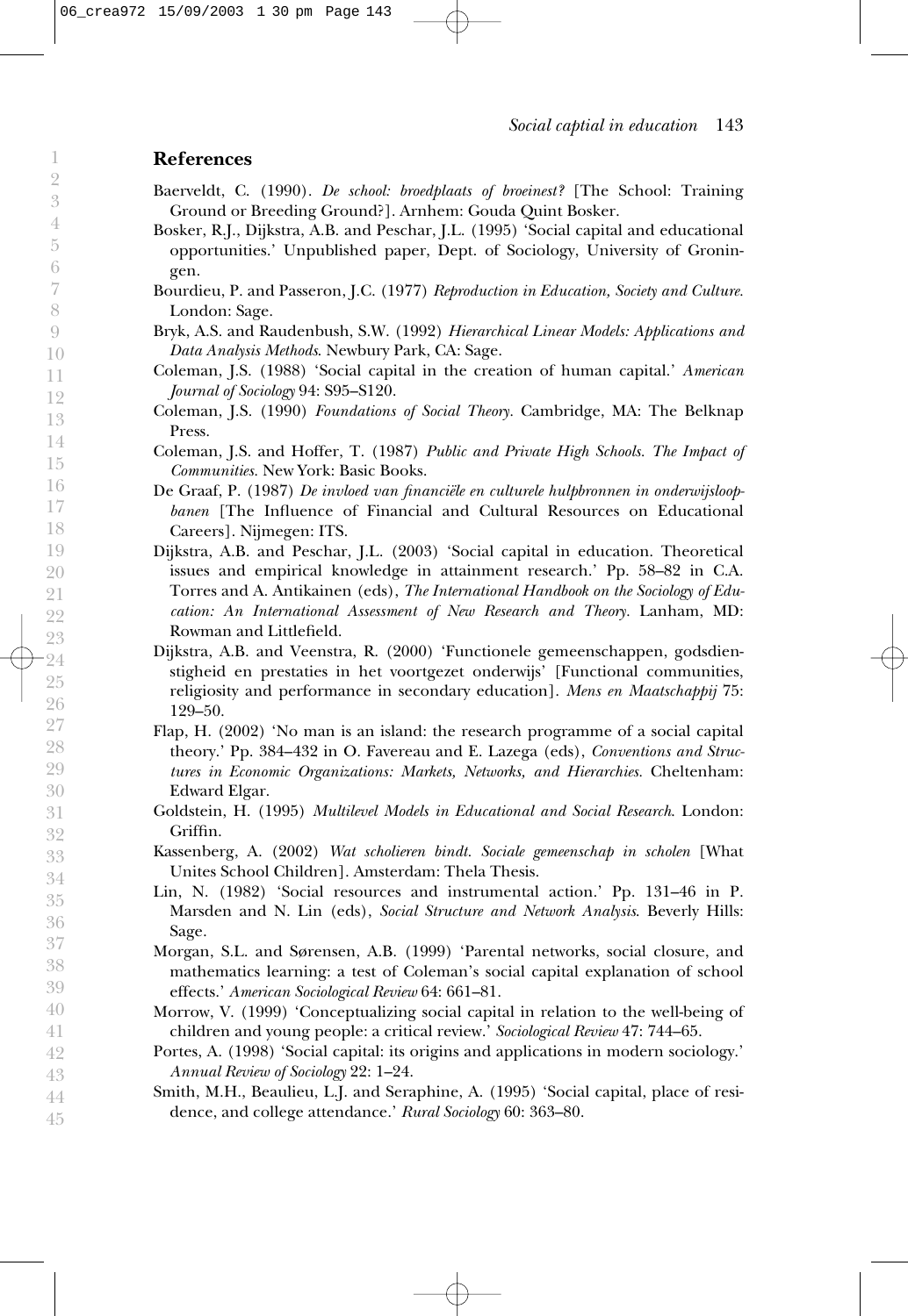## References

Baerveldt, C. (1990). *De school: broedplaats of broeinest?* [The School: Training Ground or Breeding Ground?]. Arnhem: Gouda Quint Bosker.

Bosker, R.J., Dijkstra, A.B. and Peschar, J.L. (1995) 'Social capital and educational opportunities.' Unpublished paper, Dept. of Sociology, University of Groningen.

Bourdieu, P. and Passeron, J.C. (1977) *Reproduction in Education, Society and Culture.* London: Sage.

Bryk, A.S. and Raudenbush, S.W. (1992) *Hierarchical Linear Models: Applications and Data Analysis Methods*. Newbury Park, CA: Sage.

Coleman, J.S. (1988) 'Social capital in the creation of human capital.' *American Journal of Sociology* 94: S95–S120.

Coleman, J.S. (1990) *Foundations of Social Theory.* Cambridge, MA: The Belknap Press.

Coleman, J.S. and Hoffer, T. (1987) *Public and Private High Schools. The Impact of Communities.* New York: Basic Books.

De Graaf, P. (1987) *De invloed van financiële en culturele hulpbronnen in onderwijsloopbanen* [The Influence of Financial and Cultural Resources on Educational Careers]. Nijmegen: ITS.

Dijkstra, A.B. and Peschar, J.L. (2003) 'Social capital in education. Theoretical issues and empirical knowledge in attainment research.' Pp. 58–82 in C.A. Torres and A. Antikainen (eds), *The International Handbook on the Sociology of Education: An International Assessment of New Research and Theory.* Lanham, MD: Rowman and Littlefield.

Dijkstra, A.B. and Veenstra, R. (2000) 'Functionele gemeenschappen, godsdienstigheid en prestaties in het voortgezet onderwijs' [Functional communities, religiosity and performance in secondary education]. *Mens en Maatschappij* 75: 129–50.

Flap, H. (2002) 'No man is an island: the research programme of a social capital theory.' Pp. 384–432 in O. Favereau and E. Lazega (eds), *Conventions and Structures in Economic Organizations: Markets, Networks, and Hierarchies.* Cheltenham: Edward Elgar.

Goldstein, H. (1995) *Multilevel Models in Educational and Social Research*. London: Griffin.

Kassenberg, A. (2002) *Wat scholieren bindt. Sociale gemeenschap in scholen* [What Unites School Children]. Amsterdam: Thela Thesis.

Lin, N. (1982) 'Social resources and instrumental action.' Pp. 131–46 in P. Marsden and N. Lin (eds), *Social Structure and Network Analysis*. Beverly Hills: Sage.

Morgan, S.L. and Sørensen, A.B. (1999) 'Parental networks, social closure, and mathematics learning: a test of Coleman's social capital explanation of school effects.' *American Sociological Review* 64: 661–81.

Morrow, V. (1999) 'Conceptualizing social capital in relation to the well-being of children and young people: a critical review.' *Sociological Review* 47: 744–65.

Portes, A. (1998) 'Social capital: its origins and applications in modern sociology.' *Annual Review of Sociology* 22: 1–24.

Smith, M.H., Beaulieu, L.J. and Seraphine, A. (1995) 'Social capital, place of residence, and college attendance.' *Rural Sociology* 60: 363–80.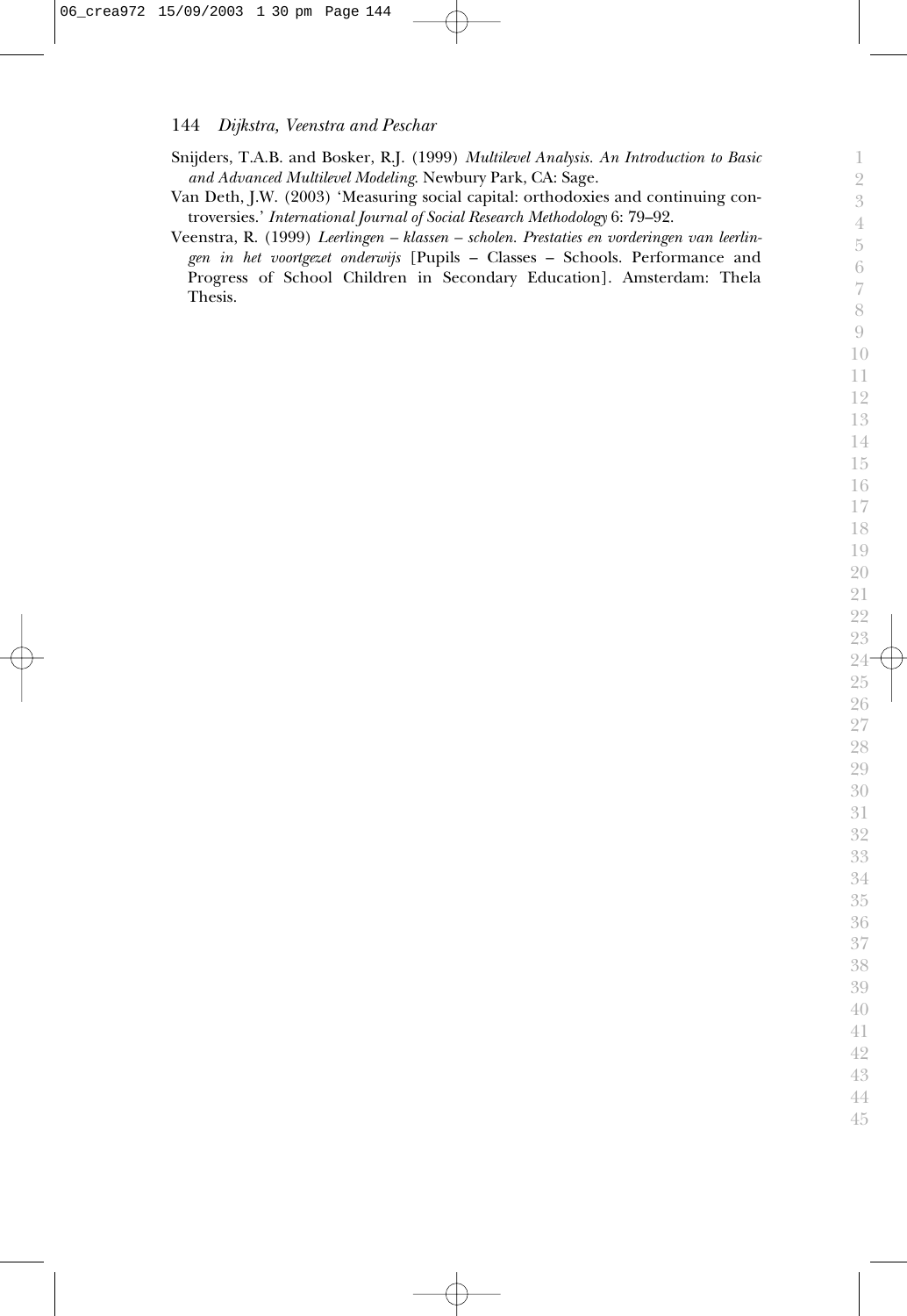Snijders, T.A.B. and Bosker, R.J. (1999) *Multilevel Analysis. An Introduction to Basic and Advanced Multilevel Modeling*. Newbury Park, CA: Sage.

Van Deth, J.W. (2003) 'Measuring social capital: orthodoxies and continuing controversies.' *International Journal of Social Research Methodology* 6: 79–92.

Veenstra, R. (1999) *Leerlingen – klassen – scholen. Prestaties en vorderingen van leerlingen in het voortgezet onderwijs* [Pupils – Classes – Schools. Performance and Progress of School Children in Secondary Education]. Amsterdam: Thela Thesis.